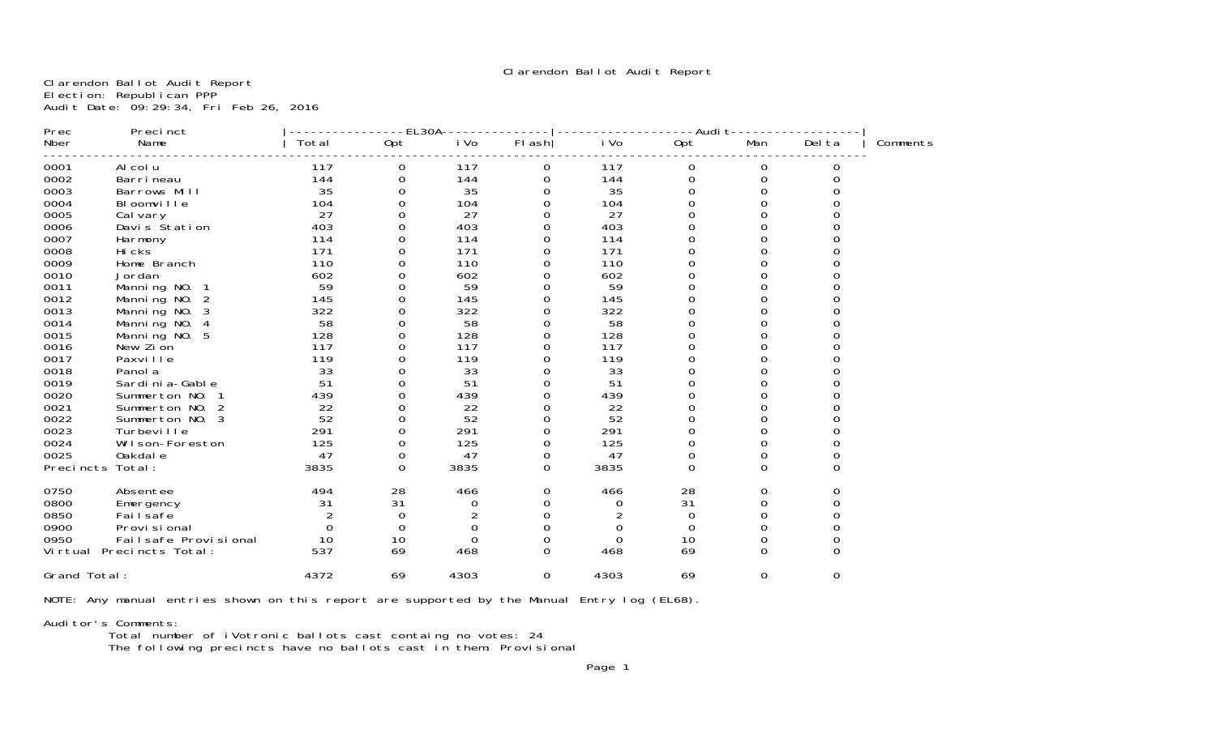# Clarendon Ballot Audit Report

Clarendon Ballot Audit Report
Election: Republican PPP
Audit Date: 09:29:34, Fri Feb 26, 2016

| Prec Nber | Precinct Name | EL30A Total | EL30A Opt | EL30A iVo | EL30A Flash | Audit iVo | Audit Opt | Audit Man | Audit Delta | Comments |
|---|---|---|---|---|---|---|---|---|---|---|
| 0001 | Alcolu | 117 | 0 | 117 | 0 | 117 | 0 | 0 | 0 | |
| 0002 | Barrineau | 144 | 0 | 144 | 0 | 144 | 0 | 0 | 0 | |
| 0003 | Barrows Mill | 35 | 0 | 35 | 0 | 35 | 0 | 0 | 0 | |
| 0004 | Bloomville | 104 | 0 | 104 | 0 | 104 | 0 | 0 | 0 | |
| 0005 | Calvary | 27 | 0 | 27 | 0 | 27 | 0 | 0 | 0 | |
| 0006 | Davis Station | 403 | 0 | 403 | 0 | 403 | 0 | 0 | 0 | |
| 0007 | Harmony | 114 | 0 | 114 | 0 | 114 | 0 | 0 | 0 | |
| 0008 | Hicks | 171 | 0 | 171 | 0 | 171 | 0 | 0 | 0 | |
| 0009 | Home Branch | 110 | 0 | 110 | 0 | 110 | 0 | 0 | 0 | |
| 0010 | Jordan | 602 | 0 | 602 | 0 | 602 | 0 | 0 | 0 | |
| 0011 | Manning NO. 1 | 59 | 0 | 59 | 0 | 59 | 0 | 0 | 0 | |
| 0012 | Manning NO. 2 | 145 | 0 | 145 | 0 | 145 | 0 | 0 | 0 | |
| 0013 | Manning NO. 3 | 322 | 0 | 322 | 0 | 322 | 0 | 0 | 0 | |
| 0014 | Manning NO. 4 | 58 | 0 | 58 | 0 | 58 | 0 | 0 | 0 | |
| 0015 | Manning NO. 5 | 128 | 0 | 128 | 0 | 128 | 0 | 0 | 0 | |
| 0016 | New Zion | 117 | 0 | 117 | 0 | 117 | 0 | 0 | 0 | |
| 0017 | Paxville | 119 | 0 | 119 | 0 | 119 | 0 | 0 | 0 | |
| 0018 | Panola | 33 | 0 | 33 | 0 | 33 | 0 | 0 | 0 | |
| 0019 | Sardinia-Gable | 51 | 0 | 51 | 0 | 51 | 0 | 0 | 0 | |
| 0020 | Summerton NO. 1 | 439 | 0 | 439 | 0 | 439 | 0 | 0 | 0 | |
| 0021 | Summerton NO. 2 | 22 | 0 | 22 | 0 | 22 | 0 | 0 | 0 | |
| 0022 | Summerton NO. 3 | 52 | 0 | 52 | 0 | 52 | 0 | 0 | 0 | |
| 0023 | Turbeville | 291 | 0 | 291 | 0 | 291 | 0 | 0 | 0 | |
| 0024 | Wilson-Foreston | 125 | 0 | 125 | 0 | 125 | 0 | 0 | 0 | |
| 0025 | Oakdale | 47 | 0 | 47 | 0 | 47 | 0 | 0 | 0 | |
| Precincts Total: | | 3835 | 0 | 3835 | 0 | 3835 | 0 | 0 | 0 | |
| 0750 | Absentee | 494 | 28 | 466 | 0 | 466 | 28 | 0 | 0 | |
| 0800 | Emergency | 31 | 31 | 0 | 0 | 0 | 31 | 0 | 0 | |
| 0850 | Failsafe | 2 | 0 | 2 | 0 | 2 | 0 | 0 | 0 | |
| 0900 | Provisional | 0 | 0 | 0 | 0 | 0 | 0 | 0 | 0 | |
| 0950 | Failsafe Provisional | 10 | 10 | 0 | 0 | 0 | 10 | 0 | 0 | |
| Virtual Precincts Total: | | 537 | 69 | 468 | 0 | 468 | 69 | 0 | 0 | |
| Grand Total: | | 4372 | 69 | 4303 | 0 | 4303 | 69 | 0 | 0 | |

NOTE: Any manual entries shown on this report are supported by the Manual Entry log (EL68).

Auditor's Comments:
Total number of iVotronic ballots cast containg no votes: 24
The following precincts have no ballots cast in them: Provisional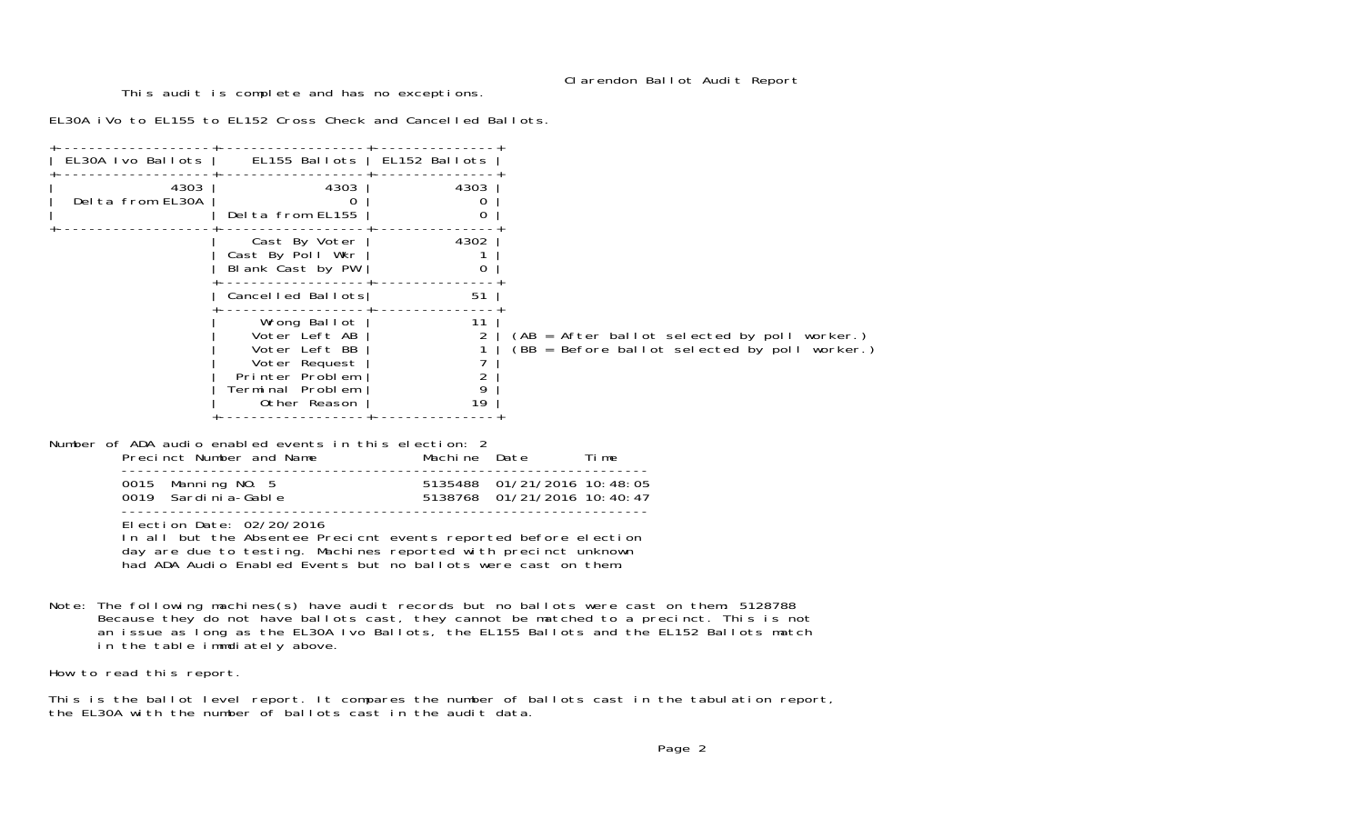# Clarendon Ballot Audit Report

This audit is complete and has no exceptions.

EL30A iVo to EL155 to EL152 Cross Check and Cancelled Ballots.

| EL30A Ivo Ballots | EL155 Ballots | EL152 Ballots |
|---|---|---|
| 4303 | 4303 | 4303 |
| Delta from EL30A | 0 | 0 |
| | Delta from EL155 | 0 |
| | Cast By Voter | 4302 |
| | Cast By Poll Wkr | 1 |
| | Blank Cast by PW | 0 |
| | Cancelled Ballots | 51 |
| | Wrong Ballot | 11 |
| | Voter Left AB | 2 |
| | Voter Left BB | 1 |
| | Voter Request | 7 |
| | Printer Problem | 2 |
| | Terminal Problem | 9 |
| | Other Reason | 19 |

(AB = After ballot selected by poll worker.)
(BB = Before ballot selected by poll worker.)

Number of ADA audio enabled events in this election: 2

| Precinct Number and Name | Machine | Date | Time |
|---|---|---|---|
| 0015 Manning NO. 5 | 5135488 | 01/21/2016 | 10:48:05 |
| 0019 Sardinia-Gable | 5138768 | 01/21/2016 | 10:40:47 |

Election Date: 02/20/2016
In all but the Absentee Precicnt events reported before election day are due to testing. Machines reported with precinct unknown had ADA Audio Enabled Events but no ballots were cast on them.

Note: The following machines(s) have audit records but no ballots were cast on them: 5128788
Because they do not have ballots cast, they cannot be matched to a precinct. This is not an issue as long as the EL30A Ivo Ballots, the EL155 Ballots and the EL152 Ballots match in the table immdiately above.

How to read this report.

This is the ballot level report. It compares the number of ballots cast in the tabulation report, the EL30A with the number of ballots cast in the audit data.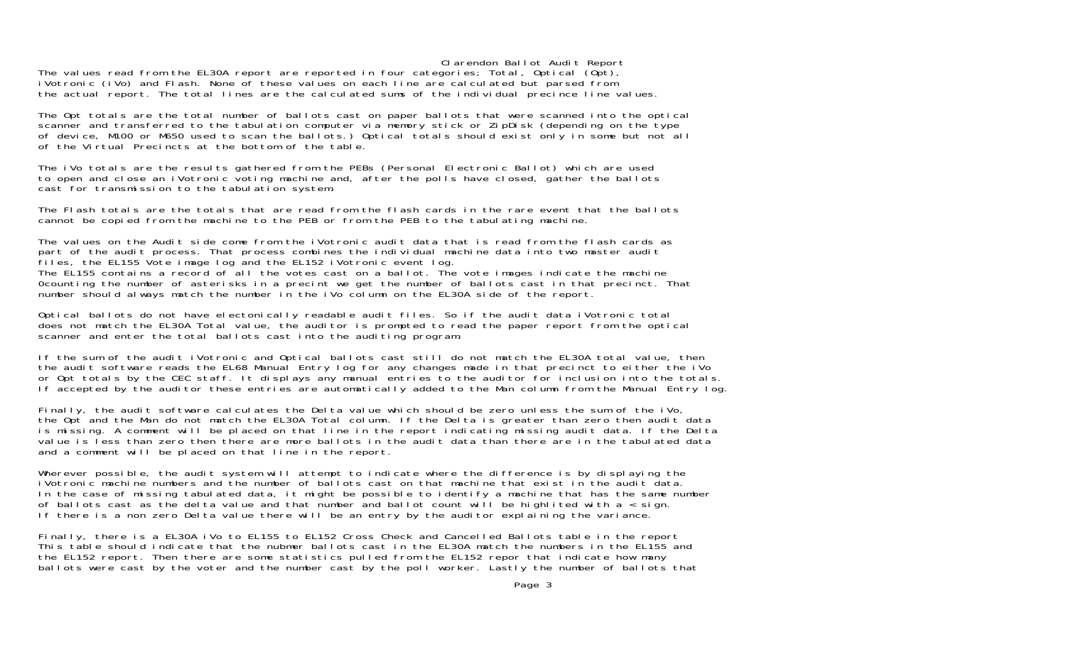# Clarendon Ballot Audit Report

The values read from the EL30A report are reported in four categories; Total, Optical (Opt), iVotronic (iVo) and Flash. None of these values on each line are calculated but parsed from the actual report. The total lines are the calculated sums of the individual precince line values.

The Opt totals are the total number of ballots cast on paper ballots that were scanned into the optical scanner and transferred to the tabulation computer via memory stick or ZipDisk (depending on the type of device, M100 or M650 used to scan the ballots.) Optical totals should exist only in some but not all of the Virtual Precincts at the bottom of the table.

The iVo totals are the results gathered from the PEBs (Personal Electronic Ballot) which are used to open and close an iVotronic voting machine and, after the polls have closed, gather the ballots cast for transmission to the tabulation system.

The Flash totals are the totals that are read from the flash cards in the rare event that the ballots cannot be copied from the machine to the PEB or from the PEB to the tabulating machine.

The values on the Audit side come from the iVotronic audit data that is read from the flash cards as part of the audit process. That process combines the individual machine data into two master audit files, the EL155 Vote image log and the EL152 iVotronic event log.
The EL155 contains a record of all the votes cast on a ballot. The vote images indicate the machine 0counting the number of asterisks in a precint we get the number of ballots cast in that precinct. That number should always match the number in the iVo column on the EL30A side of the report.

Optical ballots do not have electonically readable audit files. So if the audit data iVotronic total does not match the EL30A Total value, the auditor is prompted to read the paper report from the optical scanner and enter the total ballots cast into the auditing program.

If the sum of the audit iVotronic and Optical ballots cast still do not match the EL30A total value, then the audit software reads the EL68 Manual Entry log for any changes made in that precinct to either the iVo or Opt totals by the CEC staff. It displays any manual entries to the auditor for inclusion into the totals. If accepted by the auditor these entries are automatically added to the Man column from the Manual Entry log.

Finally, the audit software calculates the Delta value which should be zero unless the sum of the iVo, the Opt and the Man do not match the EL30A Total column. If the Delta is greater than zero then audit data is missing. A comment will be placed on that line in the report indicating missing audit data. If the Delta value is less than zero then there are more ballots in the audit data than there are in the tabulated data and a comment will be placed on that line in the report.

Wherever possible, the audit system will attempt to indicate where the difference is by displaying the iVotronic machine numbers and the number of ballots cast on that machine that exist in the audit data. In the case of missing tabulated data, it might be possible to identify a machine that has the same number of ballots cast as the delta value and that number and ballot count will be highlited with a < sign. If there is a non zero Delta value there will be an entry by the auditor explaining the variance.

Finally, there is a EL30A iVo to EL155 to EL152 Cross Check and Cancelled Ballots table in the report This table should indicate that the nubmer ballots cast in the EL30A match the numbers in the EL155 and the EL152 report. Then there are some statistics pulled from the EL152 repor that indicate how many ballots were cast by the voter and the number cast by the poll worker. Lastly the number of ballots that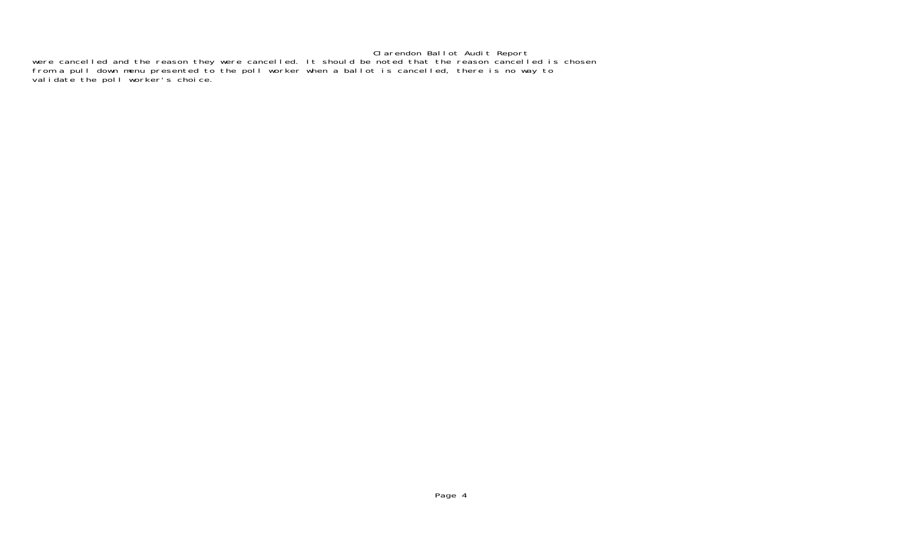were cancelled and the reason they were cancelled. It should be noted that the reason cancelled is chosen from a pull down menu presented to the poll worker when a ballot is cancelled, there is no way to validate the poll worker's choice.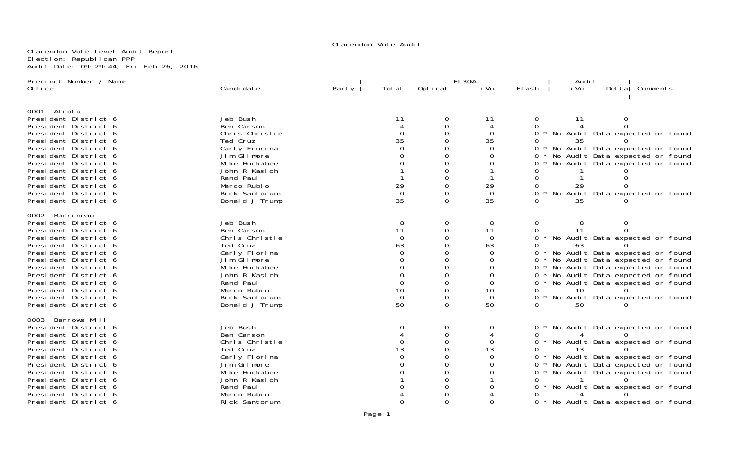Clarendon Vote Audit

Clarendon Vote Level Audit Report
Election: Republican PPP
Audit Date: 09:29:44, Fri Feb 26, 2016

| Precinct Number / Name<br>Office | Candidate | Party | EL30A Total | EL30A Optical | EL30A iVo | EL30A Flash | Audit iVo | Audit Delta | Comments |
|---|---|---|---|---|---|---|---|---|---|
| **0001 Alcolu** | | | | | | | | | |
| President District 6 | Jeb Bush | | 11 | 0 | 11 | 0 | 11 | 0 | |
| President District 6 | Ben Carson | | 4 | 0 | 4 | 0 | 4 | 0 | |
| President District 6 | Chris Christie | | 0 | 0 | 0 | 0 | | | * No Audit Data expected or found |
| President District 6 | Ted Cruz | | 35 | 0 | 35 | 0 | 35 | 0 | |
| President District 6 | Carly Fiorina | | 0 | 0 | 0 | 0 | | | * No Audit Data expected or found |
| President District 6 | Jim Gilmore | | 0 | 0 | 0 | 0 | | | * No Audit Data expected or found |
| President District 6 | Mike Huckabee | | 0 | 0 | 0 | 0 | | | * No Audit Data expected or found |
| President District 6 | John R Kasich | | 1 | 0 | 1 | 0 | 1 | 0 | |
| President District 6 | Rand Paul | | 1 | 0 | 1 | 0 | 1 | 0 | |
| President District 6 | Marco Rubio | | 29 | 0 | 29 | 0 | 29 | 0 | |
| President District 6 | Rick Santorum | | 0 | 0 | 0 | 0 | | | * No Audit Data expected or found |
| President District 6 | Donald J Trump | | 35 | 0 | 35 | 0 | 35 | 0 | |
| **0002 Barrineau** | | | | | | | | | |
| President District 6 | Jeb Bush | | 8 | 0 | 8 | 0 | 8 | 0 | |
| President District 6 | Ben Carson | | 11 | 0 | 11 | 0 | 11 | 0 | |
| President District 6 | Chris Christie | | 0 | 0 | 0 | 0 | | | * No Audit Data expected or found |
| President District 6 | Ted Cruz | | 63 | 0 | 63 | 0 | 63 | 0 | |
| President District 6 | Carly Fiorina | | 0 | 0 | 0 | 0 | | | * No Audit Data expected or found |
| President District 6 | Jim Gilmore | | 0 | 0 | 0 | 0 | | | * No Audit Data expected or found |
| President District 6 | Mike Huckabee | | 0 | 0 | 0 | 0 | | | * No Audit Data expected or found |
| President District 6 | John R Kasich | | 0 | 0 | 0 | 0 | | | * No Audit Data expected or found |
| President District 6 | Rand Paul | | 0 | 0 | 0 | 0 | | | * No Audit Data expected or found |
| President District 6 | Marco Rubio | | 10 | 0 | 10 | 0 | 10 | 0 | |
| President District 6 | Rick Santorum | | 0 | 0 | 0 | 0 | | | * No Audit Data expected or found |
| President District 6 | Donald J Trump | | 50 | 0 | 50 | 0 | 50 | 0 | |
| **0003 Barrows Mill** | | | | | | | | | |
| President District 6 | Jeb Bush | | 0 | 0 | 0 | 0 | | | * No Audit Data expected or found |
| President District 6 | Ben Carson | | 4 | 0 | 4 | 0 | 4 | 0 | |
| President District 6 | Chris Christie | | 0 | 0 | 0 | 0 | | | * No Audit Data expected or found |
| President District 6 | Ted Cruz | | 13 | 0 | 13 | 0 | 13 | 0 | |
| President District 6 | Carly Fiorina | | 0 | 0 | 0 | 0 | | | * No Audit Data expected or found |
| President District 6 | Jim Gilmore | | 0 | 0 | 0 | 0 | | | * No Audit Data expected or found |
| President District 6 | Mike Huckabee | | 0 | 0 | 0 | 0 | | | * No Audit Data expected or found |
| President District 6 | John R Kasich | | 1 | 0 | 1 | 0 | 1 | 0 | |
| President District 6 | Rand Paul | | 0 | 0 | 0 | 0 | | | * No Audit Data expected or found |
| President District 6 | Marco Rubio | | 4 | 0 | 4 | 0 | 4 | 0 | |
| President District 6 | Rick Santorum | | 0 | 0 | 0 | 0 | | | * No Audit Data expected or found |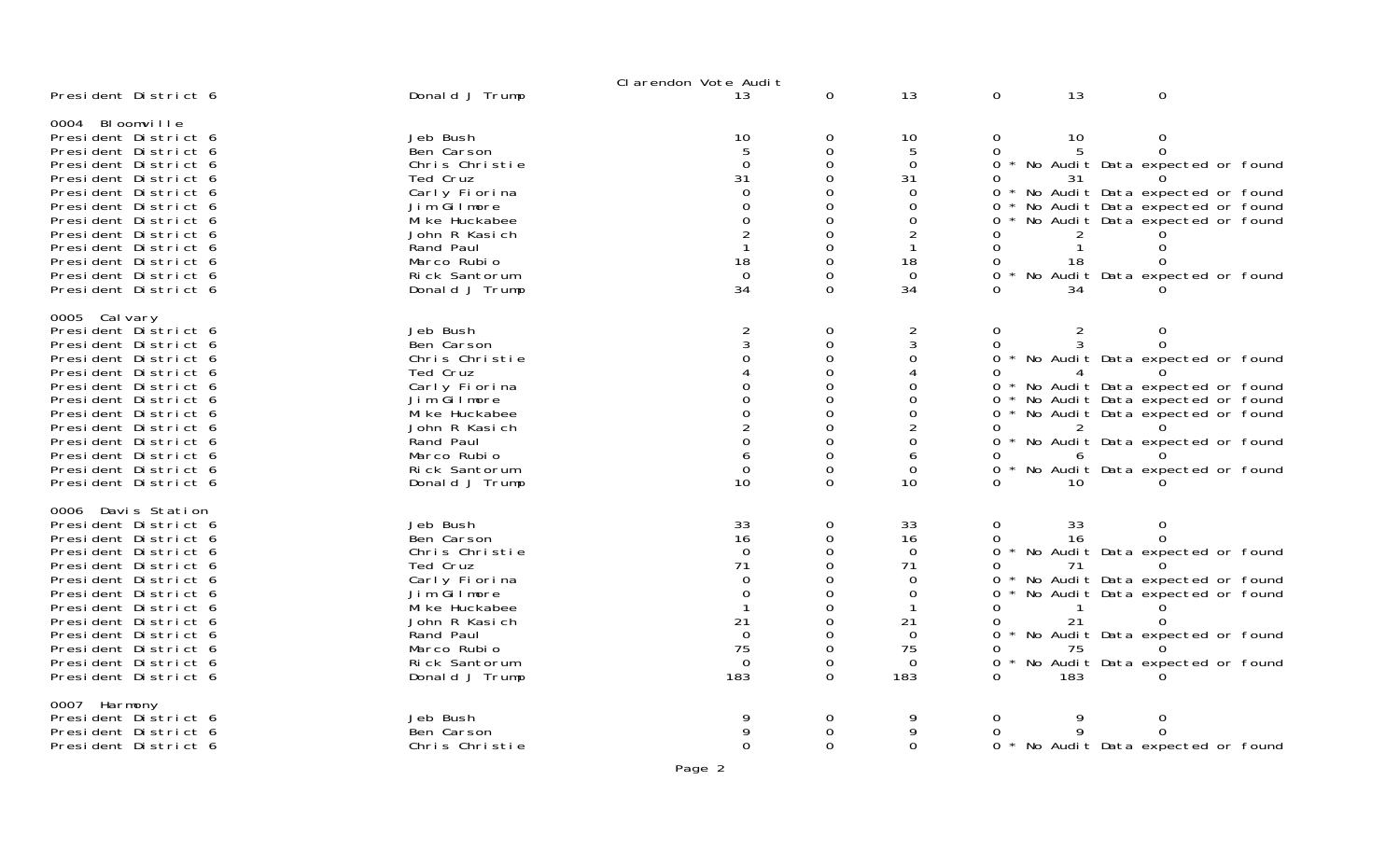Clarendon Vote Audit

| | | | | | | | |
|---|---|---|---|---|---|---|---|
| President District 6 | Donald J Trump | 13 | 0 | 13 | 0 | 13 | 0 |

0004 Bloomville

| | | | | | | | |
|---|---|---|---|---|---|---|---|
| President District 6 | Jeb Bush | 10 | 0 | 10 | 0 | 10 | 0 |
| President District 6 | Ben Carson | 5 | 0 | 5 | 0 | 5 | 0 |
| President District 6 | Chris Christie | 0 | 0 | 0 | 0 * No Audit Data expected or found | | |
| President District 6 | Ted Cruz | 31 | 0 | 31 | 0 | 31 | 0 |
| President District 6 | Carly Fiorina | 0 | 0 | 0 | 0 * No Audit Data expected or found | | |
| President District 6 | Jim Gilmore | 0 | 0 | 0 | 0 * No Audit Data expected or found | | |
| President District 6 | Mike Huckabee | 0 | 0 | 0 | 0 * No Audit Data expected or found | | |
| President District 6 | John R Kasich | 2 | 0 | 2 | 0 | 2 | 0 |
| President District 6 | Rand Paul | 1 | 0 | 1 | 0 | 1 | 0 |
| President District 6 | Marco Rubio | 18 | 0 | 18 | 0 | 18 | 0 |
| President District 6 | Rick Santorum | 0 | 0 | 0 | 0 * No Audit Data expected or found | | |
| President District 6 | Donald J Trump | 34 | 0 | 34 | 0 | 34 | 0 |

0005 Calvary

| | | | | | | | |
|---|---|---|---|---|---|---|---|
| President District 6 | Jeb Bush | 2 | 0 | 2 | 0 | 2 | 0 |
| President District 6 | Ben Carson | 3 | 0 | 3 | 0 | 3 | 0 |
| President District 6 | Chris Christie | 0 | 0 | 0 | 0 * No Audit Data expected or found | | |
| President District 6 | Ted Cruz | 4 | 0 | 4 | 0 | 4 | 0 |
| President District 6 | Carly Fiorina | 0 | 0 | 0 | 0 * No Audit Data expected or found | | |
| President District 6 | Jim Gilmore | 0 | 0 | 0 | 0 * No Audit Data expected or found | | |
| President District 6 | Mike Huckabee | 0 | 0 | 0 | 0 * No Audit Data expected or found | | |
| President District 6 | John R Kasich | 2 | 0 | 2 | 0 | 2 | 0 |
| President District 6 | Rand Paul | 0 | 0 | 0 | 0 * No Audit Data expected or found | | |
| President District 6 | Marco Rubio | 6 | 0 | 6 | 0 | 6 | 0 |
| President District 6 | Rick Santorum | 0 | 0 | 0 | 0 * No Audit Data expected or found | | |
| President District 6 | Donald J Trump | 10 | 0 | 10 | 0 | 10 | 0 |

0006 Davis Station

| | | | | | | | |
|---|---|---|---|---|---|---|---|
| President District 6 | Jeb Bush | 33 | 0 | 33 | 0 | 33 | 0 |
| President District 6 | Ben Carson | 16 | 0 | 16 | 0 | 16 | 0 |
| President District 6 | Chris Christie | 0 | 0 | 0 | 0 * No Audit Data expected or found | | |
| President District 6 | Ted Cruz | 71 | 0 | 71 | 0 | 71 | 0 |
| President District 6 | Carly Fiorina | 0 | 0 | 0 | 0 * No Audit Data expected or found | | |
| President District 6 | Jim Gilmore | 0 | 0 | 0 | 0 * No Audit Data expected or found | | |
| President District 6 | Mike Huckabee | 1 | 0 | 1 | 0 | 1 | 0 |
| President District 6 | John R Kasich | 21 | 0 | 21 | 0 | 21 | 0 |
| President District 6 | Rand Paul | 0 | 0 | 0 | 0 * No Audit Data expected or found | | |
| President District 6 | Marco Rubio | 75 | 0 | 75 | 0 | 75 | 0 |
| President District 6 | Rick Santorum | 0 | 0 | 0 | 0 * No Audit Data expected or found | | |
| President District 6 | Donald J Trump | 183 | 0 | 183 | 0 | 183 | 0 |

0007 Harmony

| | | | | | | | |
|---|---|---|---|---|---|---|---|
| President District 6 | Jeb Bush | 9 | 0 | 9 | 0 | 9 | 0 |
| President District 6 | Ben Carson | 9 | 0 | 9 | 0 | 9 | 0 |
| President District 6 | Chris Christie | 0 | 0 | 0 | 0 * No Audit Data expected or found | | |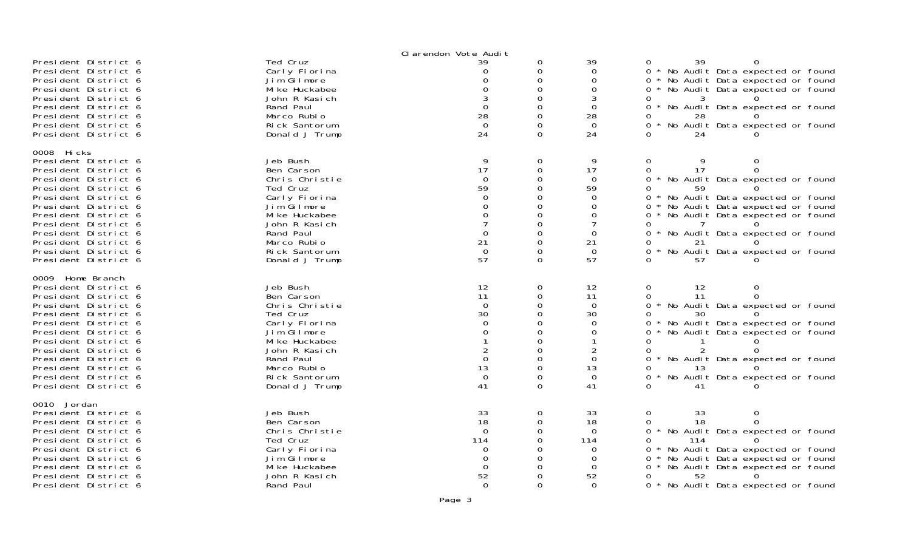## Clarendon Vote Audit

| | | | | | | | |
|---|---|---|---|---|---|---|---|
| President District 6 | Ted Cruz | 39 | 0 | 39 | 0 | 39 | 0 |
| President District 6 | Carly Fiorina | 0 | 0 | 0 | 0 * No Audit Data expected or found | | |
| President District 6 | Jim Gilmore | 0 | 0 | 0 | 0 * No Audit Data expected or found | | |
| President District 6 | Mike Huckabee | 0 | 0 | 0 | 0 * No Audit Data expected or found | | |
| President District 6 | John R Kasich | 3 | 0 | 3 | 0 | 3 | 0 |
| President District 6 | Rand Paul | 0 | 0 | 0 | 0 * No Audit Data expected or found | | |
| President District 6 | Marco Rubio | 28 | 0 | 28 | 0 | 28 | 0 |
| President District 6 | Rick Santorum | 0 | 0 | 0 | 0 * No Audit Data expected or found | | |
| President District 6 | Donald J Trump | 24 | 0 | 24 | 0 | 24 | 0 |

0008 Hicks

| | | | | | | | |
|---|---|---|---|---|---|---|---|
| President District 6 | Jeb Bush | 9 | 0 | 9 | 0 | 9 | 0 |
| President District 6 | Ben Carson | 17 | 0 | 17 | 0 | 17 | 0 |
| President District 6 | Chris Christie | 0 | 0 | 0 | 0 * No Audit Data expected or found | | |
| President District 6 | Ted Cruz | 59 | 0 | 59 | 0 | 59 | 0 |
| President District 6 | Carly Fiorina | 0 | 0 | 0 | 0 * No Audit Data expected or found | | |
| President District 6 | Jim Gilmore | 0 | 0 | 0 | 0 * No Audit Data expected or found | | |
| President District 6 | Mike Huckabee | 0 | 0 | 0 | 0 * No Audit Data expected or found | | |
| President District 6 | John R Kasich | 7 | 0 | 7 | 0 | 7 | 0 |
| President District 6 | Rand Paul | 0 | 0 | 0 | 0 * No Audit Data expected or found | | |
| President District 6 | Marco Rubio | 21 | 0 | 21 | 0 | 21 | 0 |
| President District 6 | Rick Santorum | 0 | 0 | 0 | 0 * No Audit Data expected or found | | |
| President District 6 | Donald J Trump | 57 | 0 | 57 | 0 | 57 | 0 |

0009 Home Branch

| | | | | | | | |
|---|---|---|---|---|---|---|---|
| President District 6 | Jeb Bush | 12 | 0 | 12 | 0 | 12 | 0 |
| President District 6 | Ben Carson | 11 | 0 | 11 | 0 | 11 | 0 |
| President District 6 | Chris Christie | 0 | 0 | 0 | 0 * No Audit Data expected or found | | |
| President District 6 | Ted Cruz | 30 | 0 | 30 | 0 | 30 | 0 |
| President District 6 | Carly Fiorina | 0 | 0 | 0 | 0 * No Audit Data expected or found | | |
| President District 6 | Jim Gilmore | 0 | 0 | 0 | 0 * No Audit Data expected or found | | |
| President District 6 | Mike Huckabee | 1 | 0 | 1 | 0 | 1 | 0 |
| President District 6 | John R Kasich | 2 | 0 | 2 | 0 | 2 | 0 |
| President District 6 | Rand Paul | 0 | 0 | 0 | 0 * No Audit Data expected or found | | |
| President District 6 | Marco Rubio | 13 | 0 | 13 | 0 | 13 | 0 |
| President District 6 | Rick Santorum | 0 | 0 | 0 | 0 * No Audit Data expected or found | | |
| President District 6 | Donald J Trump | 41 | 0 | 41 | 0 | 41 | 0 |

0010 Jordan

| | | | | | | | |
|---|---|---|---|---|---|---|---|
| President District 6 | Jeb Bush | 33 | 0 | 33 | 0 | 33 | 0 |
| President District 6 | Ben Carson | 18 | 0 | 18 | 0 | 18 | 0 |
| President District 6 | Chris Christie | 0 | 0 | 0 | 0 * No Audit Data expected or found | | |
| President District 6 | Ted Cruz | 114 | 0 | 114 | 0 | 114 | 0 |
| President District 6 | Carly Fiorina | 0 | 0 | 0 | 0 * No Audit Data expected or found | | |
| President District 6 | Jim Gilmore | 0 | 0 | 0 | 0 * No Audit Data expected or found | | |
| President District 6 | Mike Huckabee | 0 | 0 | 0 | 0 * No Audit Data expected or found | | |
| President District 6 | John R Kasich | 52 | 0 | 52 | 0 | 52 | 0 |
| President District 6 | Rand Paul | 0 | 0 | 0 | 0 * No Audit Data expected or found | | |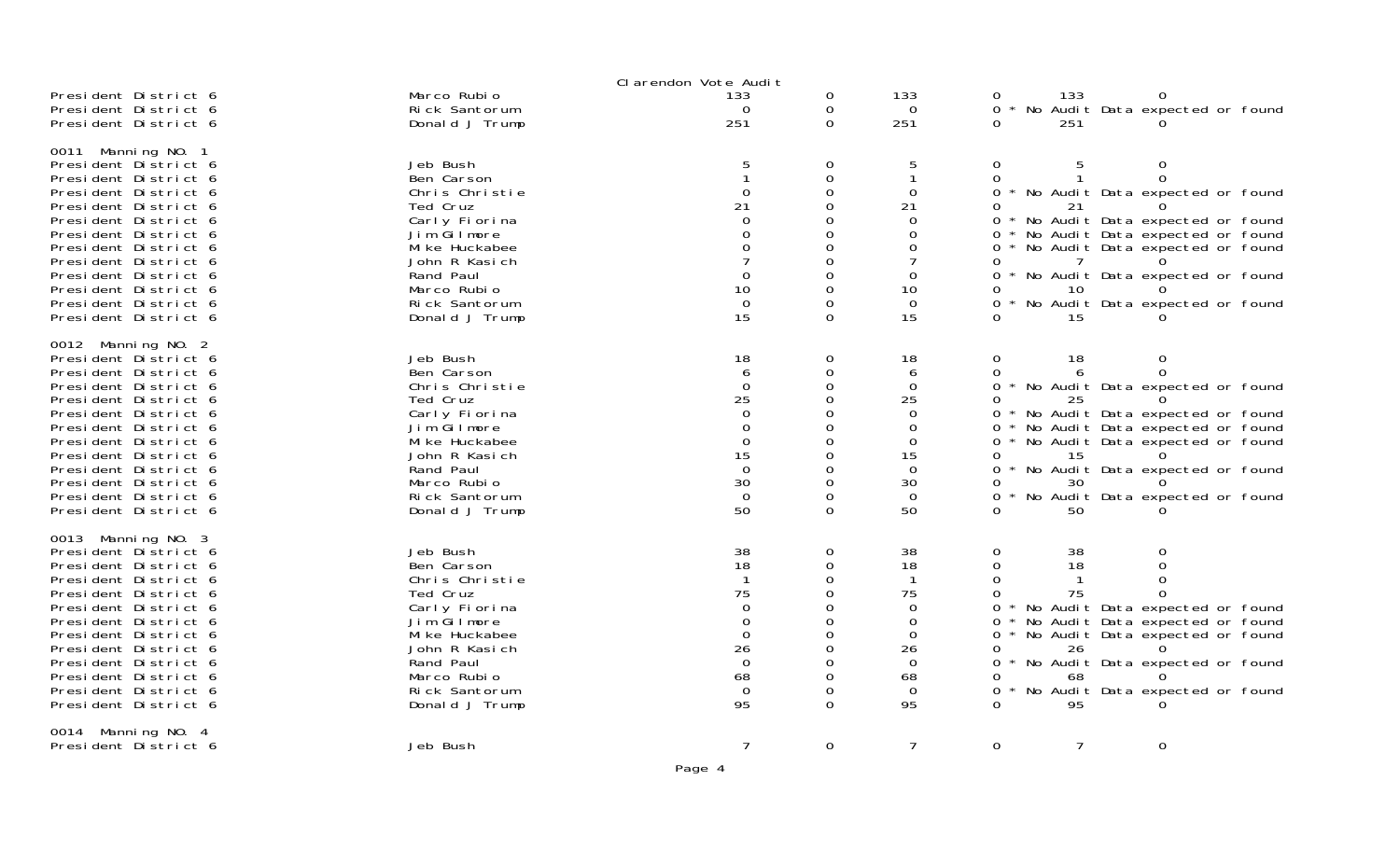Clarendon Vote Audit

| | | | | | | | |
|---|---|---|---|---|---|---|---|
| President District 6 | Marco Rubio | 133 | 0 | 133 | 0 | 133 | 0 |
| President District 6 | Rick Santorum | 0 | 0 | 0 | 0 * No Audit Data expected or found | | |
| President District 6 | Donald J Trump | 251 | 0 | 251 | 0 | 251 | 0 |

0011 Manning NO. 1

| | | | | | | | |
|---|---|---|---|---|---|---|---|
| President District 6 | Jeb Bush | 5 | 0 | 5 | 0 | 5 | 0 |
| President District 6 | Ben Carson | 1 | 0 | 1 | 0 | 1 | 0 |
| President District 6 | Chris Christie | 0 | 0 | 0 | 0 * No Audit Data expected or found | | |
| President District 6 | Ted Cruz | 21 | 0 | 21 | 0 | 21 | 0 |
| President District 6 | Carly Fiorina | 0 | 0 | 0 | 0 * No Audit Data expected or found | | |
| President District 6 | Jim Gilmore | 0 | 0 | 0 | 0 * No Audit Data expected or found | | |
| President District 6 | Mike Huckabee | 0 | 0 | 0 | 0 * No Audit Data expected or found | | |
| President District 6 | John R Kasich | 7 | 0 | 7 | 0 | 7 | 0 |
| President District 6 | Rand Paul | 0 | 0 | 0 | 0 * No Audit Data expected or found | | |
| President District 6 | Marco Rubio | 10 | 0 | 10 | 0 | 10 | 0 |
| President District 6 | Rick Santorum | 0 | 0 | 0 | 0 * No Audit Data expected or found | | |
| President District 6 | Donald J Trump | 15 | 0 | 15 | 0 | 15 | 0 |

0012 Manning NO. 2

| | | | | | | | |
|---|---|---|---|---|---|---|---|
| President District 6 | Jeb Bush | 18 | 0 | 18 | 0 | 18 | 0 |
| President District 6 | Ben Carson | 6 | 0 | 6 | 0 | 6 | 0 |
| President District 6 | Chris Christie | 0 | 0 | 0 | 0 * No Audit Data expected or found | | |
| President District 6 | Ted Cruz | 25 | 0 | 25 | 0 | 25 | 0 |
| President District 6 | Carly Fiorina | 0 | 0 | 0 | 0 * No Audit Data expected or found | | |
| President District 6 | Jim Gilmore | 0 | 0 | 0 | 0 * No Audit Data expected or found | | |
| President District 6 | Mike Huckabee | 0 | 0 | 0 | 0 * No Audit Data expected or found | | |
| President District 6 | John R Kasich | 15 | 0 | 15 | 0 | 15 | 0 |
| President District 6 | Rand Paul | 0 | 0 | 0 | 0 * No Audit Data expected or found | | |
| President District 6 | Marco Rubio | 30 | 0 | 30 | 0 | 30 | 0 |
| President District 6 | Rick Santorum | 0 | 0 | 0 | 0 * No Audit Data expected or found | | |
| President District 6 | Donald J Trump | 50 | 0 | 50 | 0 | 50 | 0 |

0013 Manning NO. 3

| | | | | | | | |
|---|---|---|---|---|---|---|---|
| President District 6 | Jeb Bush | 38 | 0 | 38 | 0 | 38 | 0 |
| President District 6 | Ben Carson | 18 | 0 | 18 | 0 | 18 | 0 |
| President District 6 | Chris Christie | 1 | 0 | 1 | 0 | 1 | 0 |
| President District 6 | Ted Cruz | 75 | 0 | 75 | 0 | 75 | 0 |
| President District 6 | Carly Fiorina | 0 | 0 | 0 | 0 * No Audit Data expected or found | | |
| President District 6 | Jim Gilmore | 0 | 0 | 0 | 0 * No Audit Data expected or found | | |
| President District 6 | Mike Huckabee | 0 | 0 | 0 | 0 * No Audit Data expected or found | | |
| President District 6 | John R Kasich | 26 | 0 | 26 | 0 | 26 | 0 |
| President District 6 | Rand Paul | 0 | 0 | 0 | 0 * No Audit Data expected or found | | |
| President District 6 | Marco Rubio | 68 | 0 | 68 | 0 | 68 | 0 |
| President District 6 | Rick Santorum | 0 | 0 | 0 | 0 * No Audit Data expected or found | | |
| President District 6 | Donald J Trump | 95 | 0 | 95 | 0 | 95 | 0 |

0014 Manning NO. 4

| | | | | | | | |
|---|---|---|---|---|---|---|---|
| President District 6 | Jeb Bush | 7 | 0 | 7 | 0 | 7 | 0 |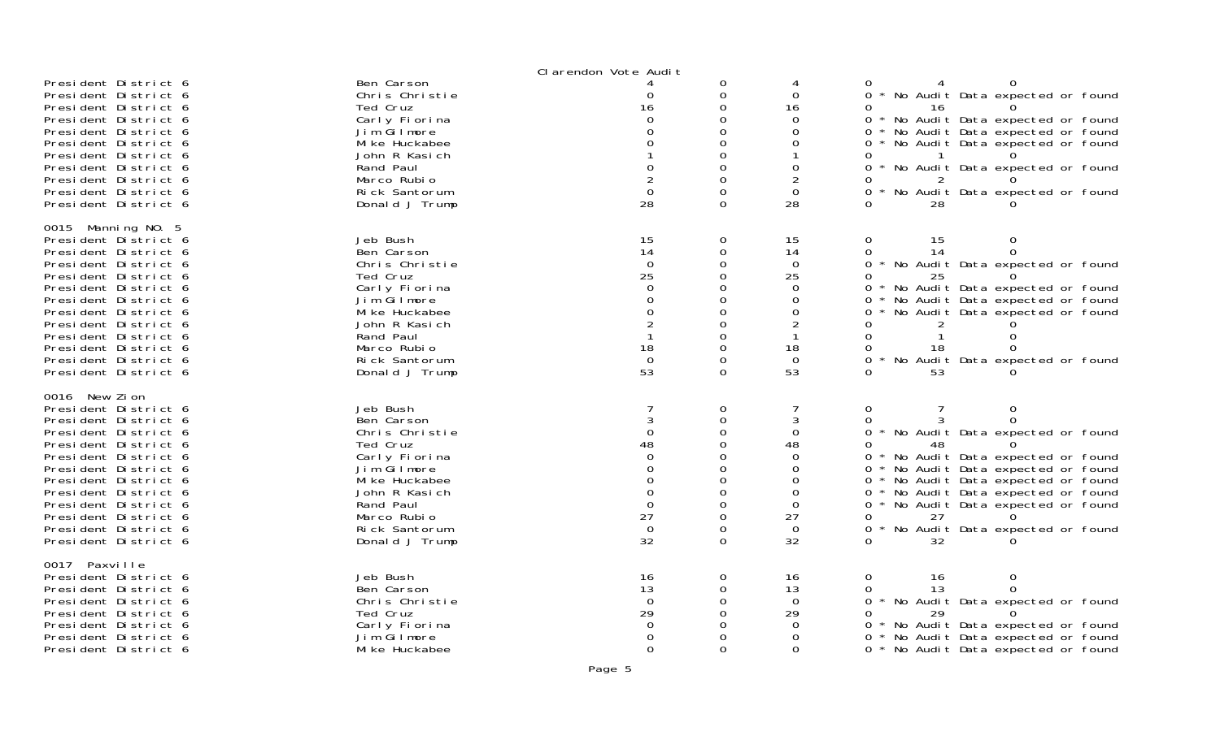Clarendon Vote Audit

| | | | | | | | |
|---|---|---|---|---|---|---|---|
| President District 6 | Ben Carson | 4 | 0 | 4 | 0 | 4 | 0 |
| President District 6 | Chris Christie | 0 | 0 | 0 | 0 | * No Audit Data expected or found | |
| President District 6 | Ted Cruz | 16 | 0 | 16 | 0 | 16 | 0 |
| President District 6 | Carly Fiorina | 0 | 0 | 0 | 0 | * No Audit Data expected or found | |
| President District 6 | Jim Gilmore | 0 | 0 | 0 | 0 | * No Audit Data expected or found | |
| President District 6 | Mike Huckabee | 0 | 0 | 0 | 0 | * No Audit Data expected or found | |
| President District 6 | John R Kasich | 1 | 0 | 1 | 0 | 1 | 0 |
| President District 6 | Rand Paul | 0 | 0 | 0 | 0 | * No Audit Data expected or found | |
| President District 6 | Marco Rubio | 2 | 0 | 2 | 0 | 2 | 0 |
| President District 6 | Rick Santorum | 0 | 0 | 0 | 0 | * No Audit Data expected or found | |
| President District 6 | Donald J Trump | 28 | 0 | 28 | 0 | 28 | 0 |

0015 Manning NO. 5

| | | | | | | | |
|---|---|---|---|---|---|---|---|
| President District 6 | Jeb Bush | 15 | 0 | 15 | 0 | 15 | 0 |
| President District 6 | Ben Carson | 14 | 0 | 14 | 0 | 14 | 0 |
| President District 6 | Chris Christie | 0 | 0 | 0 | 0 | * No Audit Data expected or found | |
| President District 6 | Ted Cruz | 25 | 0 | 25 | 0 | 25 | 0 |
| President District 6 | Carly Fiorina | 0 | 0 | 0 | 0 | * No Audit Data expected or found | |
| President District 6 | Jim Gilmore | 0 | 0 | 0 | 0 | * No Audit Data expected or found | |
| President District 6 | Mike Huckabee | 0 | 0 | 0 | 0 | * No Audit Data expected or found | |
| President District 6 | John R Kasich | 2 | 0 | 2 | 0 | 2 | 0 |
| President District 6 | Rand Paul | 1 | 0 | 1 | 0 | 1 | 0 |
| President District 6 | Marco Rubio | 18 | 0 | 18 | 0 | 18 | 0 |
| President District 6 | Rick Santorum | 0 | 0 | 0 | 0 | * No Audit Data expected or found | |
| President District 6 | Donald J Trump | 53 | 0 | 53 | 0 | 53 | 0 |

0016 New Zion

| | | | | | | | |
|---|---|---|---|---|---|---|---|
| President District 6 | Jeb Bush | 7 | 0 | 7 | 0 | 7 | 0 |
| President District 6 | Ben Carson | 3 | 0 | 3 | 0 | 3 | 0 |
| President District 6 | Chris Christie | 0 | 0 | 0 | 0 | * No Audit Data expected or found | |
| President District 6 | Ted Cruz | 48 | 0 | 48 | 0 | 48 | 0 |
| President District 6 | Carly Fiorina | 0 | 0 | 0 | 0 | * No Audit Data expected or found | |
| President District 6 | Jim Gilmore | 0 | 0 | 0 | 0 | * No Audit Data expected or found | |
| President District 6 | Mike Huckabee | 0 | 0 | 0 | 0 | * No Audit Data expected or found | |
| President District 6 | John R Kasich | 0 | 0 | 0 | 0 | * No Audit Data expected or found | |
| President District 6 | Rand Paul | 0 | 0 | 0 | 0 | * No Audit Data expected or found | |
| President District 6 | Marco Rubio | 27 | 0 | 27 | 0 | 27 | 0 |
| President District 6 | Rick Santorum | 0 | 0 | 0 | 0 | * No Audit Data expected or found | |
| President District 6 | Donald J Trump | 32 | 0 | 32 | 0 | 32 | 0 |

0017 Paxville

| | | | | | | | |
|---|---|---|---|---|---|---|---|
| President District 6 | Jeb Bush | 16 | 0 | 16 | 0 | 16 | 0 |
| President District 6 | Ben Carson | 13 | 0 | 13 | 0 | 13 | 0 |
| President District 6 | Chris Christie | 0 | 0 | 0 | 0 | * No Audit Data expected or found | |
| President District 6 | Ted Cruz | 29 | 0 | 29 | 0 | 29 | 0 |
| President District 6 | Carly Fiorina | 0 | 0 | 0 | 0 | * No Audit Data expected or found | |
| President District 6 | Jim Gilmore | 0 | 0 | 0 | 0 | * No Audit Data expected or found | |
| President District 6 | Mike Huckabee | 0 | 0 | 0 | 0 | * No Audit Data expected or found | |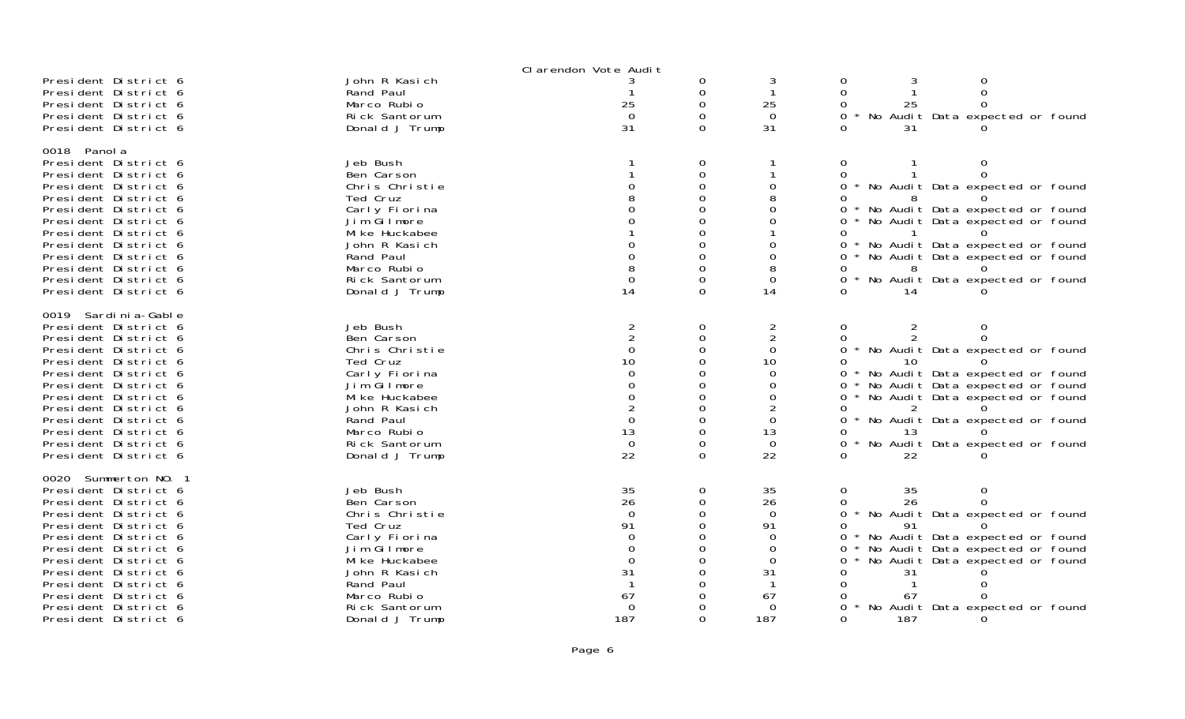Clarendon Vote Audit

| | | | | | | | |
|---|---|---|---|---|---|---|---|
| President District 6 | John R Kasich | 3 | 0 | 3 | 0 | 3 | 0 |
| President District 6 | Rand Paul | 1 | 0 | 1 | 0 | 1 | 0 |
| President District 6 | Marco Rubio | 25 | 0 | 25 | 0 | 25 | 0 |
| President District 6 | Rick Santorum | 0 | 0 | 0 | 0 * No Audit Data expected or found | | |
| President District 6 | Donald J Trump | 31 | 0 | 31 | 0 | 31 | 0 |

**0018 Panola**

| | | | | | | | |
|---|---|---|---|---|---|---|---|
| President District 6 | Jeb Bush | 1 | 0 | 1 | 0 | 1 | 0 |
| President District 6 | Ben Carson | 1 | 0 | 1 | 0 | 1 | 0 |
| President District 6 | Chris Christie | 0 | 0 | 0 | 0 * No Audit Data expected or found | | |
| President District 6 | Ted Cruz | 8 | 0 | 8 | 0 | 8 | 0 |
| President District 6 | Carly Fiorina | 0 | 0 | 0 | 0 * No Audit Data expected or found | | |
| President District 6 | Jim Gilmore | 0 | 0 | 0 | 0 * No Audit Data expected or found | | |
| President District 6 | Mike Huckabee | 1 | 0 | 1 | 0 | 1 | 0 |
| President District 6 | John R Kasich | 0 | 0 | 0 | 0 * No Audit Data expected or found | | |
| President District 6 | Rand Paul | 0 | 0 | 0 | 0 * No Audit Data expected or found | | |
| President District 6 | Marco Rubio | 8 | 0 | 8 | 0 | 8 | 0 |
| President District 6 | Rick Santorum | 0 | 0 | 0 | 0 * No Audit Data expected or found | | |
| President District 6 | Donald J Trump | 14 | 0 | 14 | 0 | 14 | 0 |

**0019 Sardinia-Gable**

| | | | | | | | |
|---|---|---|---|---|---|---|---|
| President District 6 | Jeb Bush | 2 | 0 | 2 | 0 | 2 | 0 |
| President District 6 | Ben Carson | 2 | 0 | 2 | 0 | 2 | 0 |
| President District 6 | Chris Christie | 0 | 0 | 0 | 0 * No Audit Data expected or found | | |
| President District 6 | Ted Cruz | 10 | 0 | 10 | 0 | 10 | 0 |
| President District 6 | Carly Fiorina | 0 | 0 | 0 | 0 * No Audit Data expected or found | | |
| President District 6 | Jim Gilmore | 0 | 0 | 0 | 0 * No Audit Data expected or found | | |
| President District 6 | Mike Huckabee | 0 | 0 | 0 | 0 * No Audit Data expected or found | | |
| President District 6 | John R Kasich | 2 | 0 | 2 | 0 | 2 | 0 |
| President District 6 | Rand Paul | 0 | 0 | 0 | 0 * No Audit Data expected or found | | |
| President District 6 | Marco Rubio | 13 | 0 | 13 | 0 | 13 | 0 |
| President District 6 | Rick Santorum | 0 | 0 | 0 | 0 * No Audit Data expected or found | | |
| President District 6 | Donald J Trump | 22 | 0 | 22 | 0 | 22 | 0 |

**0020 Summerton NO. 1**

| | | | | | | | |
|---|---|---|---|---|---|---|---|
| President District 6 | Jeb Bush | 35 | 0 | 35 | 0 | 35 | 0 |
| President District 6 | Ben Carson | 26 | 0 | 26 | 0 | 26 | 0 |
| President District 6 | Chris Christie | 0 | 0 | 0 | 0 * No Audit Data expected or found | | |
| President District 6 | Ted Cruz | 91 | 0 | 91 | 0 | 91 | 0 |
| President District 6 | Carly Fiorina | 0 | 0 | 0 | 0 * No Audit Data expected or found | | |
| President District 6 | Jim Gilmore | 0 | 0 | 0 | 0 * No Audit Data expected or found | | |
| President District 6 | Mike Huckabee | 0 | 0 | 0 | 0 * No Audit Data expected or found | | |
| President District 6 | John R Kasich | 31 | 0 | 31 | 0 | 31 | 0 |
| President District 6 | Rand Paul | 1 | 0 | 1 | 0 | 1 | 0 |
| President District 6 | Marco Rubio | 67 | 0 | 67 | 0 | 67 | 0 |
| President District 6 | Rick Santorum | 0 | 0 | 0 | 0 * No Audit Data expected or found | | |
| President District 6 | Donald J Trump | 187 | 0 | 187 | 0 | 187 | 0 |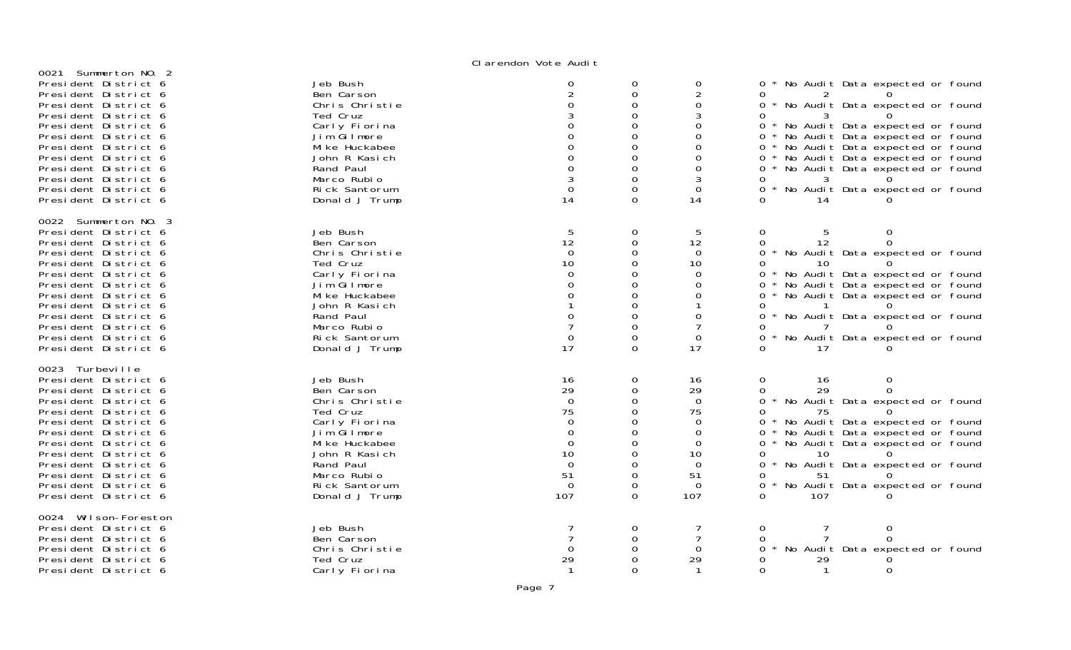Clarendon Vote Audit

**0021 Summerton NO. 2**

| Contest | Candidate | | | | | | |
|---|---|---|---|---|---|---|---|
| President District 6 | Jeb Bush | 0 | 0 | 0 | 0 * No Audit Data expected or found | | |
| President District 6 | Ben Carson | 2 | 0 | 2 | 0 | 2 | 0 |
| President District 6 | Chris Christie | 0 | 0 | 0 | 0 * No Audit Data expected or found | | |
| President District 6 | Ted Cruz | 3 | 0 | 3 | 0 | 3 | 0 |
| President District 6 | Carly Fiorina | 0 | 0 | 0 | 0 * No Audit Data expected or found | | |
| President District 6 | Jim Gilmore | 0 | 0 | 0 | 0 * No Audit Data expected or found | | |
| President District 6 | Mike Huckabee | 0 | 0 | 0 | 0 * No Audit Data expected or found | | |
| President District 6 | John R Kasich | 0 | 0 | 0 | 0 * No Audit Data expected or found | | |
| President District 6 | Rand Paul | 0 | 0 | 0 | 0 * No Audit Data expected or found | | |
| President District 6 | Marco Rubio | 3 | 0 | 3 | 0 | 3 | 0 |
| President District 6 | Rick Santorum | 0 | 0 | 0 | 0 * No Audit Data expected or found | | |
| President District 6 | Donald J Trump | 14 | 0 | 14 | 0 | 14 | 0 |

**0022 Summerton NO. 3**

| Contest | Candidate | | | | | | |
|---|---|---|---|---|---|---|---|
| President District 6 | Jeb Bush | 5 | 0 | 5 | 0 | 5 | 0 |
| President District 6 | Ben Carson | 12 | 0 | 12 | 0 | 12 | 0 |
| President District 6 | Chris Christie | 0 | 0 | 0 | 0 * No Audit Data expected or found | | |
| President District 6 | Ted Cruz | 10 | 0 | 10 | 0 | 10 | 0 |
| President District 6 | Carly Fiorina | 0 | 0 | 0 | 0 * No Audit Data expected or found | | |
| President District 6 | Jim Gilmore | 0 | 0 | 0 | 0 * No Audit Data expected or found | | |
| President District 6 | Mike Huckabee | 0 | 0 | 0 | 0 * No Audit Data expected or found | | |
| President District 6 | John R Kasich | 1 | 0 | 1 | 0 | 1 | 0 |
| President District 6 | Rand Paul | 0 | 0 | 0 | 0 * No Audit Data expected or found | | |
| President District 6 | Marco Rubio | 7 | 0 | 7 | 0 | 7 | 0 |
| President District 6 | Rick Santorum | 0 | 0 | 0 | 0 * No Audit Data expected or found | | |
| President District 6 | Donald J Trump | 17 | 0 | 17 | 0 | 17 | 0 |

**0023 Turbeville**

| Contest | Candidate | | | | | | |
|---|---|---|---|---|---|---|---|
| President District 6 | Jeb Bush | 16 | 0 | 16 | 0 | 16 | 0 |
| President District 6 | Ben Carson | 29 | 0 | 29 | 0 | 29 | 0 |
| President District 6 | Chris Christie | 0 | 0 | 0 | 0 * No Audit Data expected or found | | |
| President District 6 | Ted Cruz | 75 | 0 | 75 | 0 | 75 | 0 |
| President District 6 | Carly Fiorina | 0 | 0 | 0 | 0 * No Audit Data expected or found | | |
| President District 6 | Jim Gilmore | 0 | 0 | 0 | 0 * No Audit Data expected or found | | |
| President District 6 | Mike Huckabee | 0 | 0 | 0 | 0 * No Audit Data expected or found | | |
| President District 6 | John R Kasich | 10 | 0 | 10 | 0 | 10 | 0 |
| President District 6 | Rand Paul | 0 | 0 | 0 | 0 * No Audit Data expected or found | | |
| President District 6 | Marco Rubio | 51 | 0 | 51 | 0 | 51 | 0 |
| President District 6 | Rick Santorum | 0 | 0 | 0 | 0 * No Audit Data expected or found | | |
| President District 6 | Donald J Trump | 107 | 0 | 107 | 0 | 107 | 0 |

**0024 Wilson-Foreston**

| Contest | Candidate | | | | | | |
|---|---|---|---|---|---|---|---|
| President District 6 | Jeb Bush | 7 | 0 | 7 | 0 | 7 | 0 |
| President District 6 | Ben Carson | 7 | 0 | 7 | 0 | 7 | 0 |
| President District 6 | Chris Christie | 0 | 0 | 0 | 0 * No Audit Data expected or found | | |
| President District 6 | Ted Cruz | 29 | 0 | 29 | 0 | 29 | 0 |
| President District 6 | Carly Fiorina | 1 | 0 | 1 | 0 | 1 | 0 |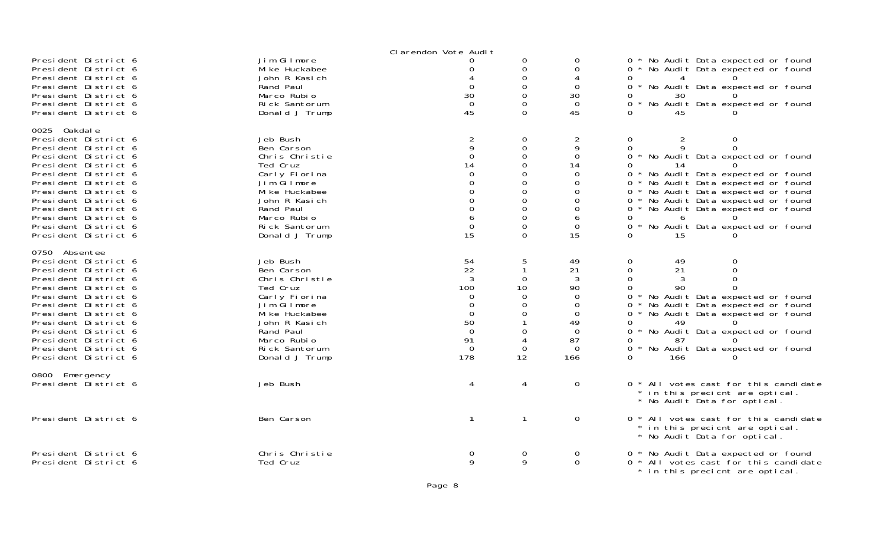Clarendon Vote Audit

| Contest | Candidate | Total | Optical | DRE | Audit |
|---|---|---|---|---|---|
| President District 6 | Jim Gilmore | 0 | 0 | 0 | 0 * No Audit Data expected or found |
| President District 6 | Mike Huckabee | 0 | 0 | 0 | 0 * No Audit Data expected or found |
| President District 6 | John R Kasich | 4 | 0 | 4 | 0 4 0 |
| President District 6 | Rand Paul | 0 | 0 | 0 | 0 * No Audit Data expected or found |
| President District 6 | Marco Rubio | 30 | 0 | 30 | 0 30 0 |
| President District 6 | Rick Santorum | 0 | 0 | 0 | 0 * No Audit Data expected or found |
| President District 6 | Donald J Trump | 45 | 0 | 45 | 0 45 0 |

0025 Oakdale

| Contest | Candidate | Total | Optical | DRE | Audit |
|---|---|---|---|---|---|
| President District 6 | Jeb Bush | 2 | 0 | 2 | 0 2 0 |
| President District 6 | Ben Carson | 9 | 0 | 9 | 0 9 0 |
| President District 6 | Chris Christie | 0 | 0 | 0 | 0 * No Audit Data expected or found |
| President District 6 | Ted Cruz | 14 | 0 | 14 | 0 14 0 |
| President District 6 | Carly Fiorina | 0 | 0 | 0 | 0 * No Audit Data expected or found |
| President District 6 | Jim Gilmore | 0 | 0 | 0 | 0 * No Audit Data expected or found |
| President District 6 | Mike Huckabee | 0 | 0 | 0 | 0 * No Audit Data expected or found |
| President District 6 | John R Kasich | 0 | 0 | 0 | 0 * No Audit Data expected or found |
| President District 6 | Rand Paul | 0 | 0 | 0 | 0 * No Audit Data expected or found |
| President District 6 | Marco Rubio | 6 | 0 | 6 | 0 6 0 |
| President District 6 | Rick Santorum | 0 | 0 | 0 | 0 * No Audit Data expected or found |
| President District 6 | Donald J Trump | 15 | 0 | 15 | 0 15 0 |

0750 Absentee

| Contest | Candidate | Total | Optical | DRE | Audit |
|---|---|---|---|---|---|
| President District 6 | Jeb Bush | 54 | 5 | 49 | 0 49 0 |
| President District 6 | Ben Carson | 22 | 1 | 21 | 0 21 0 |
| President District 6 | Chris Christie | 3 | 0 | 3 | 0 3 0 |
| President District 6 | Ted Cruz | 100 | 10 | 90 | 0 90 0 |
| President District 6 | Carly Fiorina | 0 | 0 | 0 | 0 * No Audit Data expected or found |
| President District 6 | Jim Gilmore | 0 | 0 | 0 | 0 * No Audit Data expected or found |
| President District 6 | Mike Huckabee | 0 | 0 | 0 | 0 * No Audit Data expected or found |
| President District 6 | John R Kasich | 50 | 1 | 49 | 0 49 0 |
| President District 6 | Rand Paul | 0 | 0 | 0 | 0 * No Audit Data expected or found |
| President District 6 | Marco Rubio | 91 | 4 | 87 | 0 87 0 |
| President District 6 | Rick Santorum | 0 | 0 | 0 | 0 * No Audit Data expected or found |
| President District 6 | Donald J Trump | 178 | 12 | 166 | 0 166 0 |

0800 Emergency

| Contest | Candidate | Total | Optical | DRE | Audit |
|---|---|---|---|---|---|
| President District 6 | Jeb Bush | 4 | 4 | 0 | 0 * All votes cast for this candidate * in this precicnt are optical. * No Audit Data for optical. |
| President District 6 | Ben Carson | 1 | 1 | 0 | 0 * All votes cast for this candidate * in this precicnt are optical. * No Audit Data for optical. |
| President District 6 | Chris Christie | 0 | 0 | 0 | 0 * No Audit Data expected or found |
| President District 6 | Ted Cruz | 9 | 9 | 0 | 0 * All votes cast for this candidate * in this precicnt are optical. |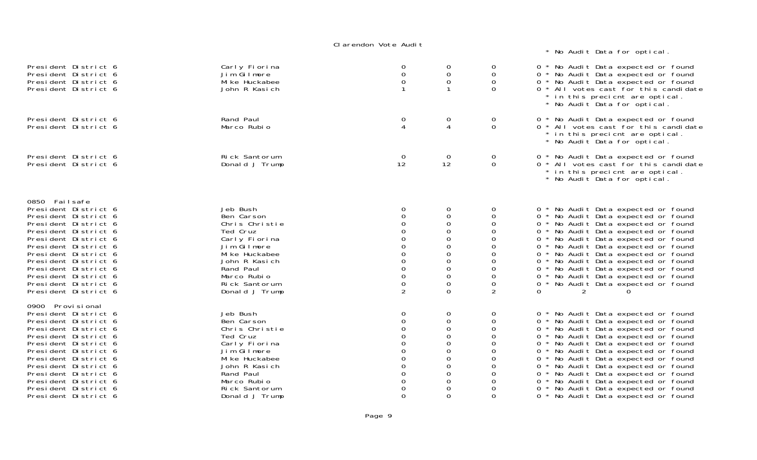Clarendon Vote Audit

* No Audit Data for optical.

| Contest | Candidate | | | | | Notes |
|---|---|---|---|---|---|---|
| President District 6 | Carly Fiorina | 0 | 0 | 0 | 0 | * No Audit Data expected or found |
| President District 6 | Jim Gilmore | 0 | 0 | 0 | 0 | * No Audit Data expected or found |
| President District 6 | Mike Huckabee | 0 | 0 | 0 | 0 | * No Audit Data expected or found |
| President District 6 | John R Kasich | 1 | 1 | 0 | 0 | * All votes cast for this candidate * in this precicnt are optical. * No Audit Data for optical. |
| President District 6 | Rand Paul | 0 | 0 | 0 | 0 | * No Audit Data expected or found |
| President District 6 | Marco Rubio | 4 | 4 | 0 | 0 | * All votes cast for this candidate * in this precicnt are optical. * No Audit Data for optical. |
| President District 6 | Rick Santorum | 0 | 0 | 0 | 0 | * No Audit Data expected or found |
| President District 6 | Donald J Trump | 12 | 12 | 0 | 0 | * All votes cast for this candidate * in this precicnt are optical. * No Audit Data for optical. |

0850 Failsafe

| Contest | Candidate | | | | | Notes |
|---|---|---|---|---|---|---|
| President District 6 | Jeb Bush | 0 | 0 | 0 | 0 | * No Audit Data expected or found |
| President District 6 | Ben Carson | 0 | 0 | 0 | 0 | * No Audit Data expected or found |
| President District 6 | Chris Christie | 0 | 0 | 0 | 0 | * No Audit Data expected or found |
| President District 6 | Ted Cruz | 0 | 0 | 0 | 0 | * No Audit Data expected or found |
| President District 6 | Carly Fiorina | 0 | 0 | 0 | 0 | * No Audit Data expected or found |
| President District 6 | Jim Gilmore | 0 | 0 | 0 | 0 | * No Audit Data expected or found |
| President District 6 | Mike Huckabee | 0 | 0 | 0 | 0 | * No Audit Data expected or found |
| President District 6 | John R Kasich | 0 | 0 | 0 | 0 | * No Audit Data expected or found |
| President District 6 | Rand Paul | 0 | 0 | 0 | 0 | * No Audit Data expected or found |
| President District 6 | Marco Rubio | 0 | 0 | 0 | 0 | * No Audit Data expected or found |
| President District 6 | Rick Santorum | 0 | 0 | 0 | 0 | * No Audit Data expected or found |
| President District 6 | Donald J Trump | 2 | 0 | 2 | 0 | 2 0 |

0900 Provisional

| Contest | Candidate | | | | | Notes |
|---|---|---|---|---|---|---|
| President District 6 | Jeb Bush | 0 | 0 | 0 | 0 | * No Audit Data expected or found |
| President District 6 | Ben Carson | 0 | 0 | 0 | 0 | * No Audit Data expected or found |
| President District 6 | Chris Christie | 0 | 0 | 0 | 0 | * No Audit Data expected or found |
| President District 6 | Ted Cruz | 0 | 0 | 0 | 0 | * No Audit Data expected or found |
| President District 6 | Carly Fiorina | 0 | 0 | 0 | 0 | * No Audit Data expected or found |
| President District 6 | Jim Gilmore | 0 | 0 | 0 | 0 | * No Audit Data expected or found |
| President District 6 | Mike Huckabee | 0 | 0 | 0 | 0 | * No Audit Data expected or found |
| President District 6 | John R Kasich | 0 | 0 | 0 | 0 | * No Audit Data expected or found |
| President District 6 | Rand Paul | 0 | 0 | 0 | 0 | * No Audit Data expected or found |
| President District 6 | Marco Rubio | 0 | 0 | 0 | 0 | * No Audit Data expected or found |
| President District 6 | Rick Santorum | 0 | 0 | 0 | 0 | * No Audit Data expected or found |
| President District 6 | Donald J Trump | 0 | 0 | 0 | 0 | * No Audit Data expected or found |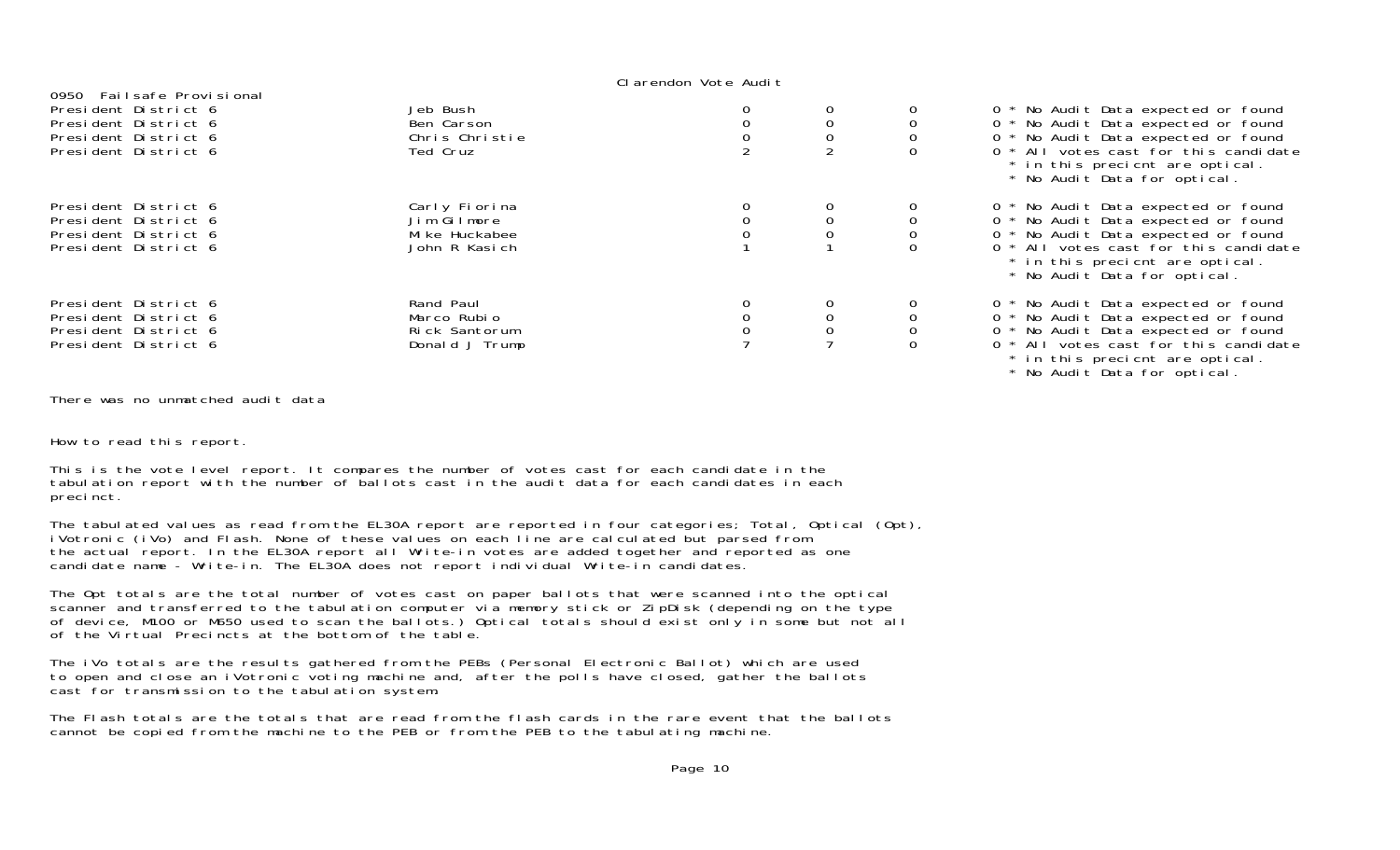Clarendon Vote Audit

0950 Failsafe Provisional

| Contest | Candidate | | | | | Notes |
|---|---|---|---|---|---|---|
| President District 6 | Jeb Bush | 0 | 0 | 0 | 0 | * No Audit Data expected or found |
| President District 6 | Ben Carson | 0 | 0 | 0 | 0 | * No Audit Data expected or found |
| President District 6 | Chris Christie | 0 | 0 | 0 | 0 | * No Audit Data expected or found |
| President District 6 | Ted Cruz | 2 | 2 | 0 | 0 | * All votes cast for this candidate * in this precicnt are optical. * No Audit Data for optical. |
| President District 6 | Carly Fiorina | 0 | 0 | 0 | 0 | * No Audit Data expected or found |
| President District 6 | Jim Gilmore | 0 | 0 | 0 | 0 | * No Audit Data expected or found |
| President District 6 | Mike Huckabee | 0 | 0 | 0 | 0 | * No Audit Data expected or found |
| President District 6 | John R Kasich | 1 | 1 | 0 | 0 | * All votes cast for this candidate * in this precicnt are optical. * No Audit Data for optical. |
| President District 6 | Rand Paul | 0 | 0 | 0 | 0 | * No Audit Data expected or found |
| President District 6 | Marco Rubio | 0 | 0 | 0 | 0 | * No Audit Data expected or found |
| President District 6 | Rick Santorum | 0 | 0 | 0 | 0 | * No Audit Data expected or found |
| President District 6 | Donald J Trump | 7 | 7 | 0 | 0 | * All votes cast for this candidate * in this precicnt are optical. * No Audit Data for optical. |

There was no unmatched audit data

How to read this report.

This is the vote level report. It compares the number of votes cast for each candidate in the tabulation report with the number of ballots cast in the audit data for each candidates in each precinct.

The tabulated values as read from the EL30A report are reported in four categories; Total, Optical (Opt), iVotronic (iVo) and Flash. None of these values on each line are calculated but parsed from the actual report. In the EL30A report all Write-in votes are added together and reported as one candidate name - Write-in. The EL30A does not report individual Write-in candidates.

The Opt totals are the total number of votes cast on paper ballots that were scanned into the optical scanner and transferred to the tabulation computer via memory stick or ZipDisk (depending on the type of device, M100 or M650 used to scan the ballots.) Optical totals should exist only in some but not all of the Virtual Precincts at the bottom of the table.

The iVo totals are the results gathered from the PEBs (Personal Electronic Ballot) which are used to open and close an iVotronic voting machine and, after the polls have closed, gather the ballots cast for transmission to the tabulation system.

The Flash totals are the totals that are read from the flash cards in the rare event that the ballots cannot be copied from the machine to the PEB or from the PEB to the tabulating machine.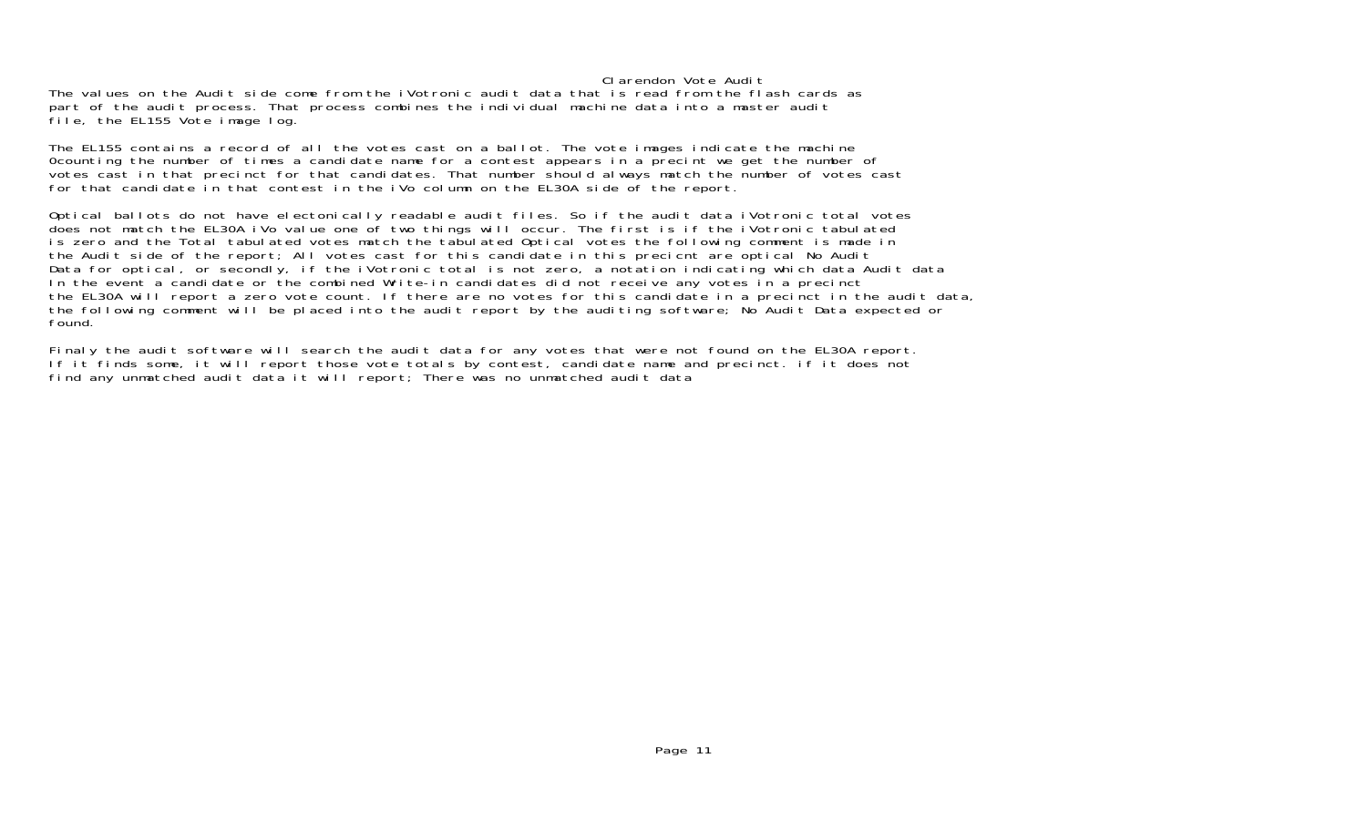# Clarendon Vote Audit

The values on the Audit side come from the iVotronic audit data that is read from the flash cards as part of the audit process. That process combines the individual machine data into a master audit file, the EL155 Vote image log.

The EL155 contains a record of all the votes cast on a ballot. The vote images indicate the machine 0counting the number of times a candidate name for a contest appears in a precint we get the number of votes cast in that precinct for that candidates. That number should always match the number of votes cast for that candidate in that contest in the iVo column on the EL30A side of the report.

Optical ballots do not have electonically readable audit files. So if the audit data iVotronic total votes does not match the EL30A iVo value one of two things will occur. The first is if the iVotronic tabulated is zero and the Total tabulated votes match the tabulated Optical votes the following comment is made in the Audit side of the report; All votes cast for this candidate in this precicnt are optical No Audit Data for optical, or secondly, if the iVotronic total is not zero, a notation indicating which data Audit data In the event a candidate or the combined Write-in candidates did not receive any votes in a precinct the EL30A will report a zero vote count. If there are no votes for this candidate in a precinct in the audit data, the following comment will be placed into the audit report by the auditing software; No Audit Data expected or found.

Finaly the audit software will search the audit data for any votes that were not found on the EL30A report. If it finds some, it will report those vote totals by contest, candidate name and precinct. if it does not find any unmatched audit data it will report; There was no unmatched audit data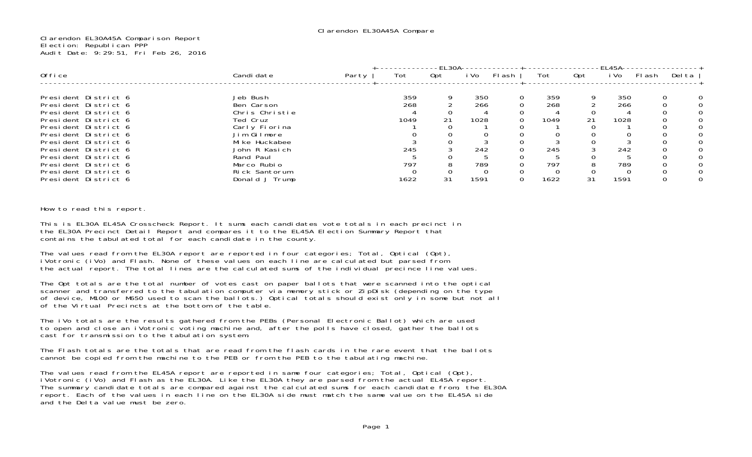Clarendon EL30A45A Compare

Clarendon EL30A45A Comparison Report
Election: Republican PPP
Audit Date: 9:29:51, Fri Feb 26, 2016

| Office | Candidate | Party | EL30A Tot | EL30A Opt | EL30A iVo | EL30A Flash | EL45A Tot | EL45A Opt | EL45A iVo | EL45A Flash | Delta |
|---|---|---|---|---|---|---|---|---|---|---|---|
| President District 6 | Jeb Bush | | 359 | 9 | 350 | 0 | 359 | 9 | 350 | 0 | 0 |
| President District 6 | Ben Carson | | 268 | 2 | 266 | 0 | 268 | 2 | 266 | 0 | 0 |
| President District 6 | Chris Christie | | 4 | 0 | 4 | 0 | 4 | 0 | 4 | 0 | 0 |
| President District 6 | Ted Cruz | | 1049 | 21 | 1028 | 0 | 1049 | 21 | 1028 | 0 | 0 |
| President District 6 | Carly Fiorina | | 1 | 0 | 1 | 0 | 1 | 0 | 1 | 0 | 0 |
| President District 6 | Jim Gilmore | | 0 | 0 | 0 | 0 | 0 | 0 | 0 | 0 | 0 |
| President District 6 | Mike Huckabee | | 3 | 0 | 3 | 0 | 3 | 0 | 3 | 0 | 0 |
| President District 6 | John R Kasich | | 245 | 3 | 242 | 0 | 245 | 3 | 242 | 0 | 0 |
| President District 6 | Rand Paul | | 5 | 0 | 5 | 0 | 5 | 0 | 5 | 0 | 0 |
| President District 6 | Marco Rubio | | 797 | 8 | 789 | 0 | 797 | 8 | 789 | 0 | 0 |
| President District 6 | Rick Santorum | | 0 | 0 | 0 | 0 | 0 | 0 | 0 | 0 | 0 |
| President District 6 | Donald J Trump | | 1622 | 31 | 1591 | 0 | 1622 | 31 | 1591 | 0 | 0 |

How to read this report.

This is EL30A EL45A Crosscheck Report. It sums each candidates vote totals in each precinct in the EL30A Precinct Detail Report and compares it to the EL45A Election Summary Report that contains the tabulated total for each candidate in the county.

The values read from the EL30A report are reported in four categories; Total, Optical (Opt), iVotronic (iVo) and Flash. None of these values on each line are calculated but parsed from the actual report. The total lines are the calculated sums of the individual precince line values.

The Opt totals are the total number of votes cast on paper ballots that were scanned into the optical scanner and transferred to the tabulation computer via memory stick or ZipDisk (depending on the type of device, M100 or M650 used to scan the ballots.) Optical totals should exist only in some but not all of the Virtual Precincts at the bottom of the table.

The iVo totals are the results gathered from the PEBs (Personal Electronic Ballot) which are used to open and close an iVotronic voting machine and, after the polls have closed, gather the ballots cast for transmission to the tabulation system.

The Flash totals are the totals that are read from the flash cards in the rare event that the ballots cannot be copied from the machine to the PEB or from the PEB to the tabulating machine.

The values read from the EL45A report are reported in same four categories; Total, Optical (Opt), iVotronic (iVo) and Flash as the EL30A. Like the EL30A they are parsed from the actual EL45A report. The summary candidate totals are compared against the calculated sums for each candidate from, the EL30A report. Each of the values in each line on the EL30A side must match the same value on the EL45A side and the Delta value must be zero.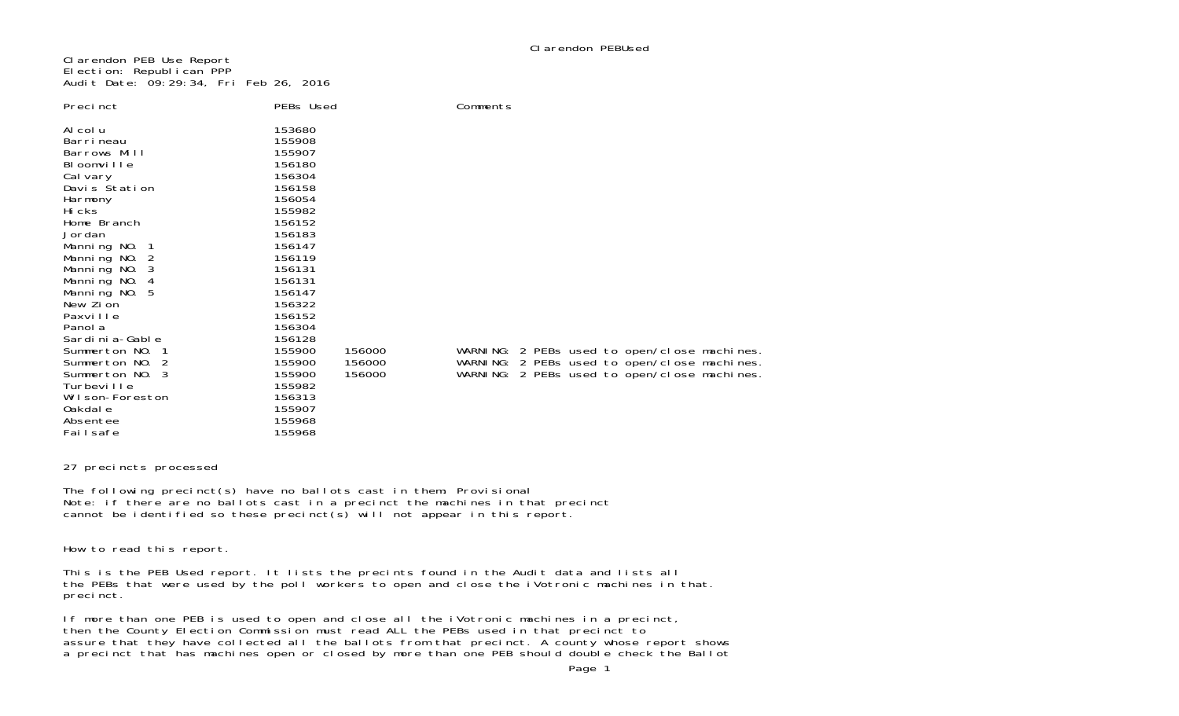Clarendon PEB Use Report
Election: Republican PPP
Audit Date: 09:29:34, Fri Feb 26, 2016

| Precinct | PEBs Used | | Comments |
|---|---|---|---|
| Alcolu | 153680 | | |
| Barrineau | 155908 | | |
| Barrows Mill | 155907 | | |
| Bloomville | 156180 | | |
| Calvary | 156304 | | |
| Davis Station | 156158 | | |
| Harmony | 156054 | | |
| Hicks | 155982 | | |
| Home Branch | 156152 | | |
| Jordan | 156183 | | |
| Manning NO. 1 | 156147 | | |
| Manning NO. 2 | 156119 | | |
| Manning NO. 3 | 156131 | | |
| Manning NO. 4 | 156131 | | |
| Manning NO. 5 | 156147 | | |
| New Zion | 156322 | | |
| Paxville | 156152 | | |
| Panola | 156304 | | |
| Sardinia-Gable | 156128 | | |
| Summerton NO. 1 | 155900 | 156000 | WARNING: 2 PEBs used to open/close machines. |
| Summerton NO. 2 | 155900 | 156000 | WARNING: 2 PEBs used to open/close machines. |
| Summerton NO. 3 | 155900 | 156000 | WARNING: 2 PEBs used to open/close machines. |
| Turbeville | 155982 | | |
| Wilson-Foreston | 156313 | | |
| Oakdale | 155907 | | |
| Absentee | 155968 | | |
| Failsafe | 155968 | | |

27 precincts processed

The following precinct(s) have no ballots cast in them: Provisional
Note: if there are no ballots cast in a precinct the machines in that precinct
cannot be identified so these precinct(s) will not appear in this report.

How to read this report.

This is the PEB Used report. It lists the precints found in the Audit data and lists all
the PEBs that were used by the poll workers to open and close the iVotronic machines in that.
precinct.

If more than one PEB is used to open and close all the iVotronic machines in a precinct,
then the County Election Commission must read ALL the PEBs used in that precinct to
assure that they have collected all the ballots from that precinct. A county whose report shows
a precinct that has machines open or closed by more than one PEB should double check the Ballot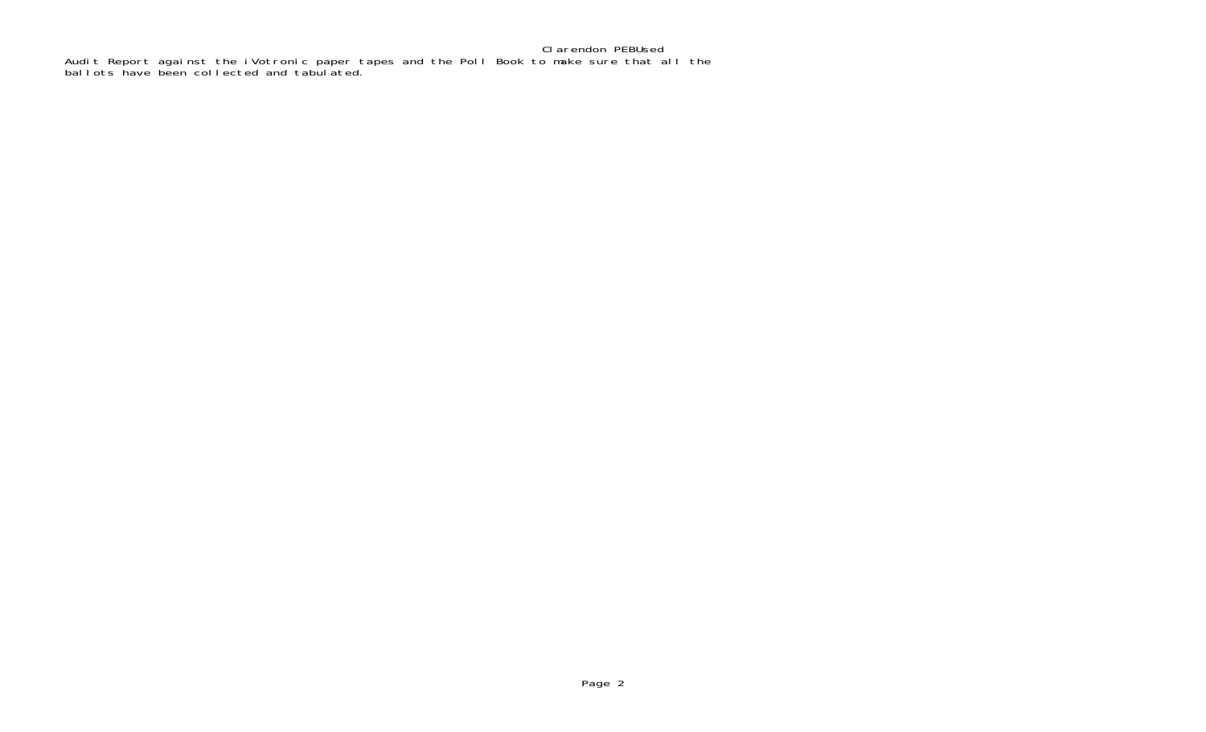Audit Report against the iVotronic paper tapes and the Poll Book to make sure that all the ballots have been collected and tabulated.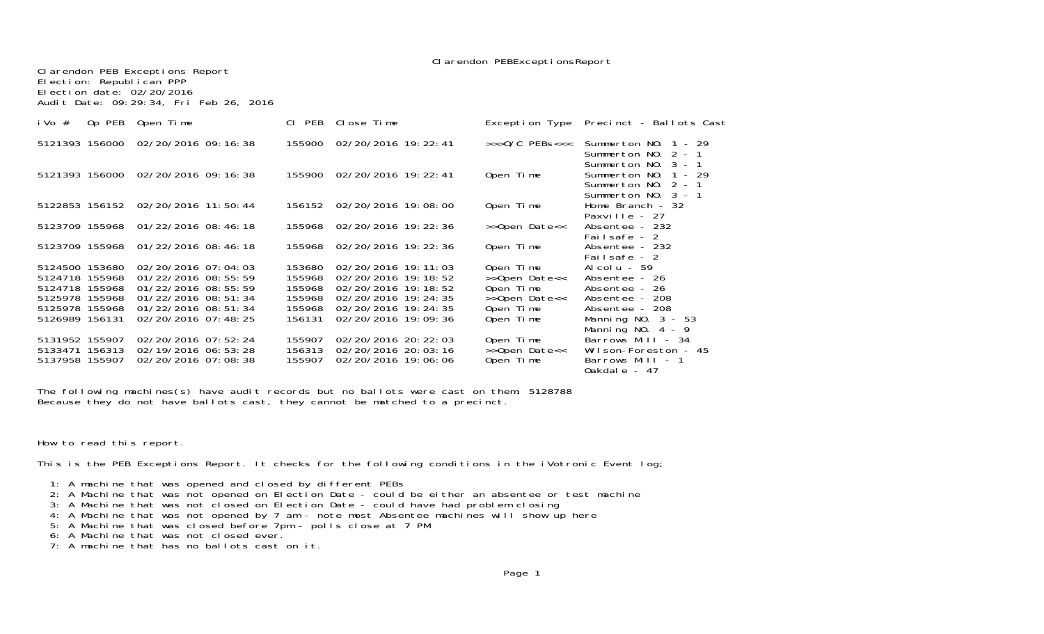Clarendon PEB Exceptions Report
Election: Republican PPP
Election date: 02/20/2016
Audit Date: 09:29:34, Fri Feb 26, 2016

| iVo # | Op PEB | Open Time | Cl PEB | Close Time | Exception Type | Precinct - Ballots Cast |
|---|---|---|---|---|---|---|
| 5121393 | 156000 | 02/20/2016 09:16:38 | 155900 | 02/20/2016 19:22:41 | >>>O/C PEBs<<< | Summerton NO. 1 - 29<br>Summerton NO. 2 - 1<br>Summerton NO. 3 - 1 |
| 5121393 | 156000 | 02/20/2016 09:16:38 | 155900 | 02/20/2016 19:22:41 | Open Time | Summerton NO. 1 - 29<br>Summerton NO. 2 - 1<br>Summerton NO. 3 - 1 |
| 5122853 | 156152 | 02/20/2016 11:50:44 | 156152 | 02/20/2016 19:08:00 | Open Time | Home Branch - 32<br>Paxville - 27 |
| 5123709 | 155968 | 01/22/2016 08:46:18 | 155968 | 02/20/2016 19:22:36 | >>Open Date<< | Absentee - 232<br>Failsafe - 2 |
| 5123709 | 155968 | 01/22/2016 08:46:18 | 155968 | 02/20/2016 19:22:36 | Open Time | Absentee - 232<br>Failsafe - 2 |
| 5124500 | 153680 | 02/20/2016 07:04:03 | 153680 | 02/20/2016 19:11:03 | Open Time | Alcolu - 59 |
| 5124718 | 155968 | 01/22/2016 08:55:59 | 155968 | 02/20/2016 19:18:52 | >>Open Date<< | Absentee - 26 |
| 5124718 | 155968 | 01/22/2016 08:55:59 | 155968 | 02/20/2016 19:18:52 | Open Time | Absentee - 26 |
| 5125978 | 155968 | 01/22/2016 08:51:34 | 155968 | 02/20/2016 19:24:35 | >>Open Date<< | Absentee - 208 |
| 5125978 | 155968 | 01/22/2016 08:51:34 | 155968 | 02/20/2016 19:24:35 | Open Time | Absentee - 208 |
| 5126989 | 156131 | 02/20/2016 07:48:25 | 156131 | 02/20/2016 19:09:36 | Open Time | Manning NO. 3 - 53<br>Manning NO. 4 - 9 |
| 5131952 | 155907 | 02/20/2016 07:52:24 | 155907 | 02/20/2016 20:22:03 | Open Time | Barrows Mill - 34 |
| 5133471 | 156313 | 02/19/2016 06:53:28 | 156313 | 02/20/2016 20:03:16 | >>Open Date<< | Wilson-Foreston - 45 |
| 5137958 | 155907 | 02/20/2016 07:08:38 | 155907 | 02/20/2016 19:06:06 | Open Time | Barrows Mill - 1<br>Oakdale - 47 |

The following machines(s) have audit records but no ballots were cast on them: 5128788
Because they do not have ballots cast, they cannot be matched to a precinct.

How to read this report.

This is the PEB Exceptions Report. It checks for the following conditions in the iVotronic Event log;

1: A machine that was opened and closed by different PEBs
2: A Machine that was not opened on Election Date - could be either an absentee or test machine
3: A Machine that was not closed on Election Date - could have had problem closing
4: A Machine that was not opened by 7 am - note most Absentee machines will show up here
5: A Machine that was closed before 7pm - polls close at 7 PM
6: A Machine that was not closed ever.
7: A machine that has no ballots cast on it.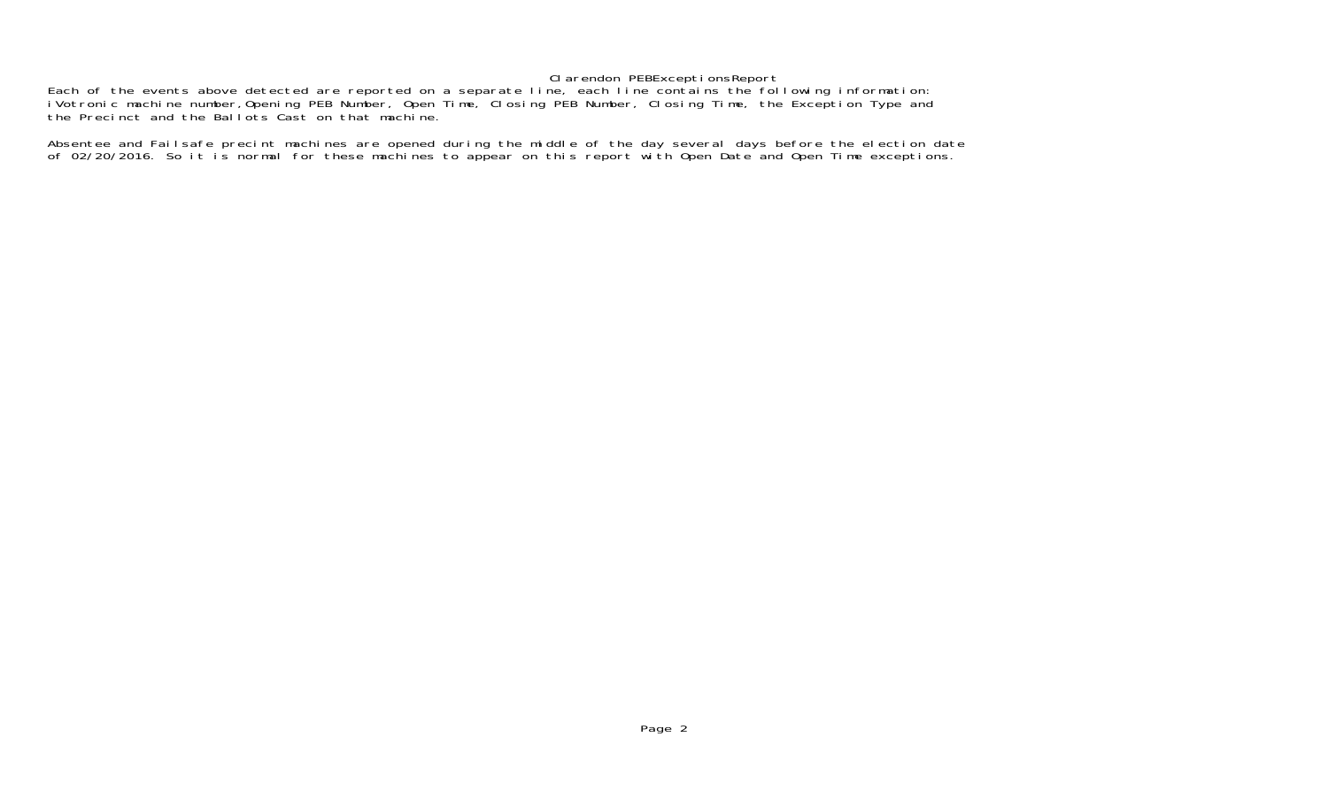# Clarendon PEBExceptionsReport

Each of the events above detected are reported on a separate line, each line contains the following information:
iVotronic machine number,Opening PEB Number, Open Time, Closing PEB Number, Closing Time, the Exception Type and
the Precinct and the Ballots Cast on that machine.

Absentee and Failsafe precint machines are opened during the middle of the day several days before the election date
of 02/20/2016. So it is normal for these machines to appear on this report with Open Date and Open Time exceptions.